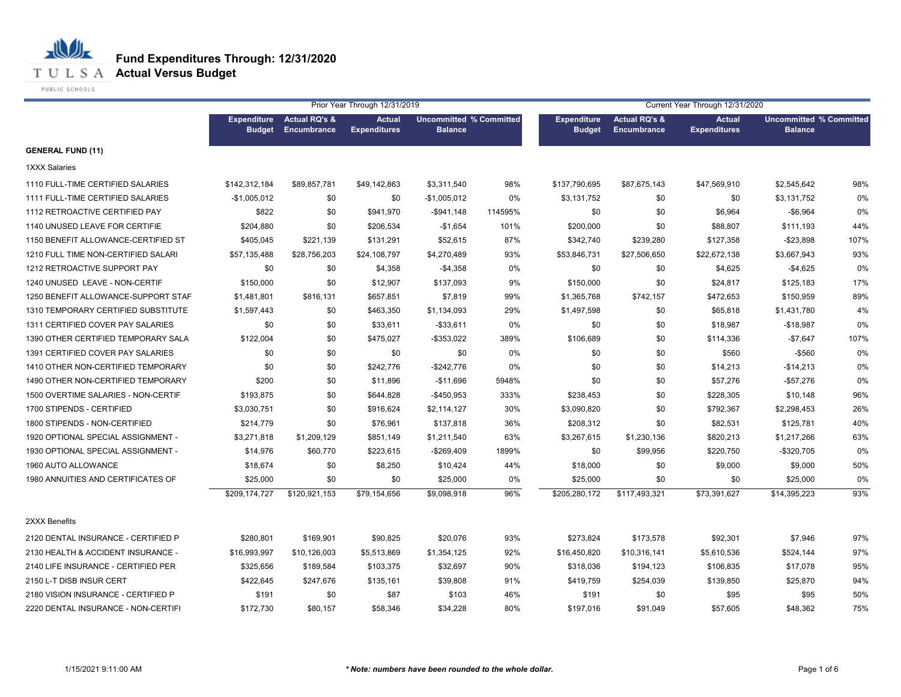# Fund Expenditures Through: 12/31/2020
## Actual Versus Budget

TULSA PUBLIC SCHOOLS

| | Prior Year Through 12/31/2019 | | | | | Current Year Through 12/31/2020 | | | | |
|---|---|---|---|---|---|---|---|---|---|---|
| | Expenditure Budget | Actual RQ's & Encumbrance | Actual Expenditures | Uncommitted Balance | % Committed | Expenditure Budget | Actual RQ's & Encumbrance | Actual Expenditures | Uncommitted Balance | % Committed |
| **GENERAL FUND (11)** | | | | | | | | | | |
| 1XXX Salaries | | | | | | | | | | |
| 1110 FULL-TIME CERTIFIED SALARIES | $142,312,184 | $89,857,781 | $49,142,863 | $3,311,540 | 98% | $137,790,695 | $87,675,143 | $47,569,910 | $2,545,642 | 98% |
| 1111 FULL-TIME CERTIFIED SALARIES | -$1,005,012 | $0 | $0 | -$1,005,012 | 0% | $3,131,752 | $0 | $0 | $3,131,752 | 0% |
| 1112 RETROACTIVE CERTIFIED PAY | $822 | $0 | $941,970 | -$941,148 | 114595% | $0 | $0 | $6,964 | -$6,964 | 0% |
| 1140 UNUSED LEAVE FOR CERTIFIE | $204,880 | $0 | $206,534 | -$1,654 | 101% | $200,000 | $0 | $88,807 | $111,193 | 44% |
| 1150 BENEFIT ALLOWANCE-CERTIFIED ST | $405,045 | $221,139 | $131,291 | $52,615 | 87% | $342,740 | $239,280 | $127,358 | -$23,898 | 107% |
| 1210 FULL TIME NON-CERTIFIED SALARI | $57,135,488 | $28,756,203 | $24,108,797 | $4,270,489 | 93% | $53,846,731 | $27,506,650 | $22,672,138 | $3,667,943 | 93% |
| 1212 RETROACTIVE SUPPORT PAY | $0 | $0 | $4,358 | -$4,358 | 0% | $0 | $0 | $4,625 | -$4,625 | 0% |
| 1240 UNUSED LEAVE - NON-CERTIF | $150,000 | $0 | $12,907 | $137,093 | 9% | $150,000 | $0 | $24,817 | $125,183 | 17% |
| 1250 BENEFIT ALLOWANCE-SUPPORT STAF | $1,481,801 | $816,131 | $657,851 | $7,819 | 99% | $1,365,768 | $742,157 | $472,653 | $150,959 | 89% |
| 1310 TEMPORARY CERTIFIED SUBSTITUTE | $1,597,443 | $0 | $463,350 | $1,134,093 | 29% | $1,497,598 | $0 | $65,818 | $1,431,780 | 4% |
| 1311 CERTIFIED COVER PAY SALARIES | $0 | $0 | $33,611 | -$33,611 | 0% | $0 | $0 | $18,987 | -$18,987 | 0% |
| 1390 OTHER CERTIFIED TEMPORARY SALA | $122,004 | $0 | $475,027 | -$353,022 | 389% | $106,689 | $0 | $114,336 | -$7,647 | 107% |
| 1391 CERTIFIED COVER PAY SALARIES | $0 | $0 | $0 | $0 | 0% | $0 | $0 | $560 | -$560 | 0% |
| 1410 OTHER NON-CERTIFIED TEMPORARY | $0 | $0 | $242,776 | -$242,776 | 0% | $0 | $0 | $14,213 | -$14,213 | 0% |
| 1490 OTHER NON-CERTIFIED TEMPORARY | $200 | $0 | $11,896 | -$11,696 | 5948% | $0 | $0 | $57,276 | -$57,276 | 0% |
| 1500 OVERTIME SALARIES - NON-CERTIF | $193,875 | $0 | $644,828 | -$450,953 | 333% | $238,453 | $0 | $228,305 | $10,148 | 96% |
| 1700 STIPENDS - CERTIFIED | $3,030,751 | $0 | $916,624 | $2,114,127 | 30% | $3,090,820 | $0 | $792,367 | $2,298,453 | 26% |
| 1800 STIPENDS - NON-CERTIFIED | $214,779 | $0 | $76,961 | $137,818 | 36% | $208,312 | $0 | $82,531 | $125,781 | 40% |
| 1920 OPTIONAL SPECIAL ASSIGNMENT - | $3,271,818 | $1,209,129 | $851,149 | $1,211,540 | 63% | $3,267,615 | $1,230,136 | $820,213 | $1,217,266 | 63% |
| 1930 OPTIONAL SPECIAL ASSIGNMENT - | $14,976 | $60,770 | $223,615 | -$269,409 | 1899% | $0 | $99,956 | $220,750 | -$320,705 | 0% |
| 1960 AUTO ALLOWANCE | $18,674 | $0 | $8,250 | $10,424 | 44% | $18,000 | $0 | $9,000 | $9,000 | 50% |
| 1980 ANNUITIES AND CERTIFICATES OF | $25,000 | $0 | $0 | $25,000 | 0% | $25,000 | $0 | $0 | $25,000 | 0% |
| | $209,174,727 | $120,921,153 | $79,154,656 | $9,098,918 | 96% | $205,280,172 | $117,493,321 | $73,391,627 | $14,395,223 | 93% |
| 2XXX Benefits | | | | | | | | | | |
| 2120 DENTAL INSURANCE - CERTIFIED P | $280,801 | $169,901 | $90,825 | $20,076 | 93% | $273,824 | $173,578 | $92,301 | $7,946 | 97% |
| 2130 HEALTH & ACCIDENT INSURANCE - | $16,993,997 | $10,126,003 | $5,513,869 | $1,354,125 | 92% | $16,450,820 | $10,316,141 | $5,610,536 | $524,144 | 97% |
| 2140 LIFE INSURANCE - CERTIFIED PER | $325,656 | $189,584 | $103,375 | $32,697 | 90% | $318,036 | $194,123 | $106,835 | $17,078 | 95% |
| 2150 L-T DISB INSUR CERT | $422,645 | $247,676 | $135,161 | $39,808 | 91% | $419,759 | $254,039 | $139,850 | $25,870 | 94% |
| 2180 VISION INSURANCE - CERTIFIED P | $191 | $0 | $87 | $103 | 46% | $191 | $0 | $95 | $95 | 50% |
| 2220 DENTAL INSURANCE - NON-CERTIFI | $172,730 | $80,157 | $58,346 | $34,228 | 80% | $197,016 | $91,049 | $57,605 | $48,362 | 75% |

1/15/2021 9:11:00 AM

*** Note: numbers have been rounded to the whole dollar.**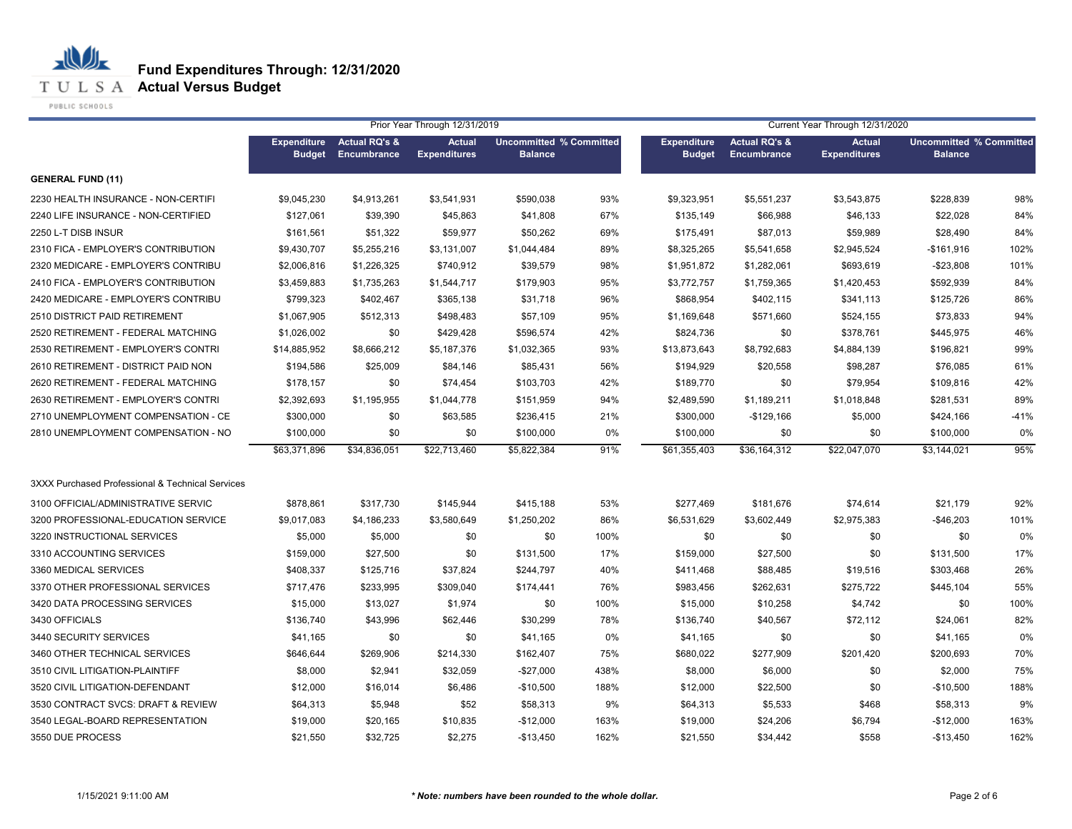# Fund Expenditures Through: 12/31/2020
## Actual Versus Budget

| | Prior Year Through 12/31/2019 | | | | | Current Year Through 12/31/2020 | | | | |
|---|---|---|---|---|---|---|---|---|---|---|
| | Expenditure Budget | Actual RQ's & Encumbrance | Actual Expenditures | Uncommitted Balance | % Committed | Expenditure Budget | Actual RQ's & Encumbrance | Actual Expenditures | Uncommitted Balance | % Committed |
| **GENERAL FUND (11)** | | | | | | | | | | |
| 2230 HEALTH INSURANCE - NON-CERTIFI | $9,045,230 | $4,913,261 | $3,541,931 | $590,038 | 93% | $9,323,951 | $5,551,237 | $3,543,875 | $228,839 | 98% |
| 2240 LIFE INSURANCE - NON-CERTIFIED | $127,061 | $39,390 | $45,863 | $41,808 | 67% | $135,149 | $66,988 | $46,133 | $22,028 | 84% |
| 2250 L-T DISB INSUR | $161,561 | $51,322 | $59,977 | $50,262 | 69% | $175,491 | $87,013 | $59,989 | $28,490 | 84% |
| 2310 FICA - EMPLOYER'S CONTRIBUTION | $9,430,707 | $5,255,216 | $3,131,007 | $1,044,484 | 89% | $8,325,265 | $5,541,658 | $2,945,524 | -$161,916 | 102% |
| 2320 MEDICARE - EMPLOYER'S CONTRIBU | $2,006,816 | $1,226,325 | $740,912 | $39,579 | 98% | $1,951,872 | $1,282,061 | $693,619 | -$23,808 | 101% |
| 2410 FICA - EMPLOYER'S CONTRIBUTION | $3,459,883 | $1,735,263 | $1,544,717 | $179,903 | 95% | $3,772,757 | $1,759,365 | $1,420,453 | $592,939 | 84% |
| 2420 MEDICARE - EMPLOYER'S CONTRIBU | $799,323 | $402,467 | $365,138 | $31,718 | 96% | $868,954 | $402,115 | $341,113 | $125,726 | 86% |
| 2510 DISTRICT PAID RETIREMENT | $1,067,905 | $512,313 | $498,483 | $57,109 | 95% | $1,169,648 | $571,660 | $524,155 | $73,833 | 94% |
| 2520 RETIREMENT - FEDERAL MATCHING | $1,026,002 | $0 | $429,428 | $596,574 | 42% | $824,736 | $0 | $378,761 | $445,975 | 46% |
| 2530 RETIREMENT - EMPLOYER'S CONTRI | $14,885,952 | $8,666,212 | $5,187,376 | $1,032,365 | 93% | $13,873,643 | $8,792,683 | $4,884,139 | $196,821 | 99% |
| 2610 RETIREMENT - DISTRICT PAID NON | $194,586 | $25,009 | $84,146 | $85,431 | 56% | $194,929 | $20,558 | $98,287 | $76,085 | 61% |
| 2620 RETIREMENT - FEDERAL MATCHING | $178,157 | $0 | $74,454 | $103,703 | 42% | $189,770 | $0 | $79,954 | $109,816 | 42% |
| 2630 RETIREMENT - EMPLOYER'S CONTRI | $2,392,693 | $1,195,955 | $1,044,778 | $151,959 | 94% | $2,489,590 | $1,189,211 | $1,018,848 | $281,531 | 89% |
| 2710 UNEMPLOYMENT COMPENSATION - CE | $300,000 | $0 | $63,585 | $236,415 | 21% | $300,000 | -$129,166 | $5,000 | $424,166 | -41% |
| 2810 UNEMPLOYMENT COMPENSATION - NO | $100,000 | $0 | $0 | $100,000 | 0% | $100,000 | $0 | $0 | $100,000 | 0% |
| | $63,371,896 | $34,836,051 | $22,713,460 | $5,822,384 | 91% | $61,355,403 | $36,164,312 | $22,047,070 | $3,144,021 | 95% |
| 3XXX Purchased Professional & Technical Services | | | | | | | | | | |
| 3100 OFFICIAL/ADMINISTRATIVE SERVIC | $878,861 | $317,730 | $145,944 | $415,188 | 53% | $277,469 | $181,676 | $74,614 | $21,179 | 92% |
| 3200 PROFESSIONAL-EDUCATION SERVICE | $9,017,083 | $4,186,233 | $3,580,649 | $1,250,202 | 86% | $6,531,629 | $3,602,449 | $2,975,383 | -$46,203 | 101% |
| 3220 INSTRUCTIONAL SERVICES | $5,000 | $5,000 | $0 | $0 | 100% | $0 | $0 | $0 | $0 | 0% |
| 3310 ACCOUNTING SERVICES | $159,000 | $27,500 | $0 | $131,500 | 17% | $159,000 | $27,500 | $0 | $131,500 | 17% |
| 3360 MEDICAL SERVICES | $408,337 | $125,716 | $37,824 | $244,797 | 40% | $411,468 | $88,485 | $19,516 | $303,468 | 26% |
| 3370 OTHER PROFESSIONAL SERVICES | $717,476 | $233,995 | $309,040 | $174,441 | 76% | $983,456 | $262,631 | $275,722 | $445,104 | 55% |
| 3420 DATA PROCESSING SERVICES | $15,000 | $13,027 | $1,974 | $0 | 100% | $15,000 | $10,258 | $4,742 | $0 | 100% |
| 3430 OFFICIALS | $136,740 | $43,996 | $62,446 | $30,299 | 78% | $136,740 | $40,567 | $72,112 | $24,061 | 82% |
| 3440 SECURITY SERVICES | $41,165 | $0 | $0 | $41,165 | 0% | $41,165 | $0 | $0 | $41,165 | 0% |
| 3460 OTHER TECHNICAL SERVICES | $646,644 | $269,906 | $214,330 | $162,407 | 75% | $680,022 | $277,909 | $201,420 | $200,693 | 70% |
| 3510 CIVIL LITIGATION-PLAINTIFF | $8,000 | $2,941 | $32,059 | -$27,000 | 438% | $8,000 | $6,000 | $0 | $2,000 | 75% |
| 3520 CIVIL LITIGATION-DEFENDANT | $12,000 | $16,014 | $6,486 | -$10,500 | 188% | $12,000 | $22,500 | $0 | -$10,500 | 188% |
| 3530 CONTRACT SVCS: DRAFT & REVIEW | $64,313 | $5,948 | $52 | $58,313 | 9% | $64,313 | $5,533 | $468 | $58,313 | 9% |
| 3540 LEGAL-BOARD REPRESENTATION | $19,000 | $20,165 | $10,835 | -$12,000 | 163% | $19,000 | $24,206 | $6,794 | -$12,000 | 163% |
| 3550 DUE PROCESS | $21,550 | $32,725 | $2,275 | -$13,450 | 162% | $21,550 | $34,442 | $558 | -$13,450 | 162% |

1/15/2021 9:11:00 AM

*** Note: numbers have been rounded to the whole dollar.**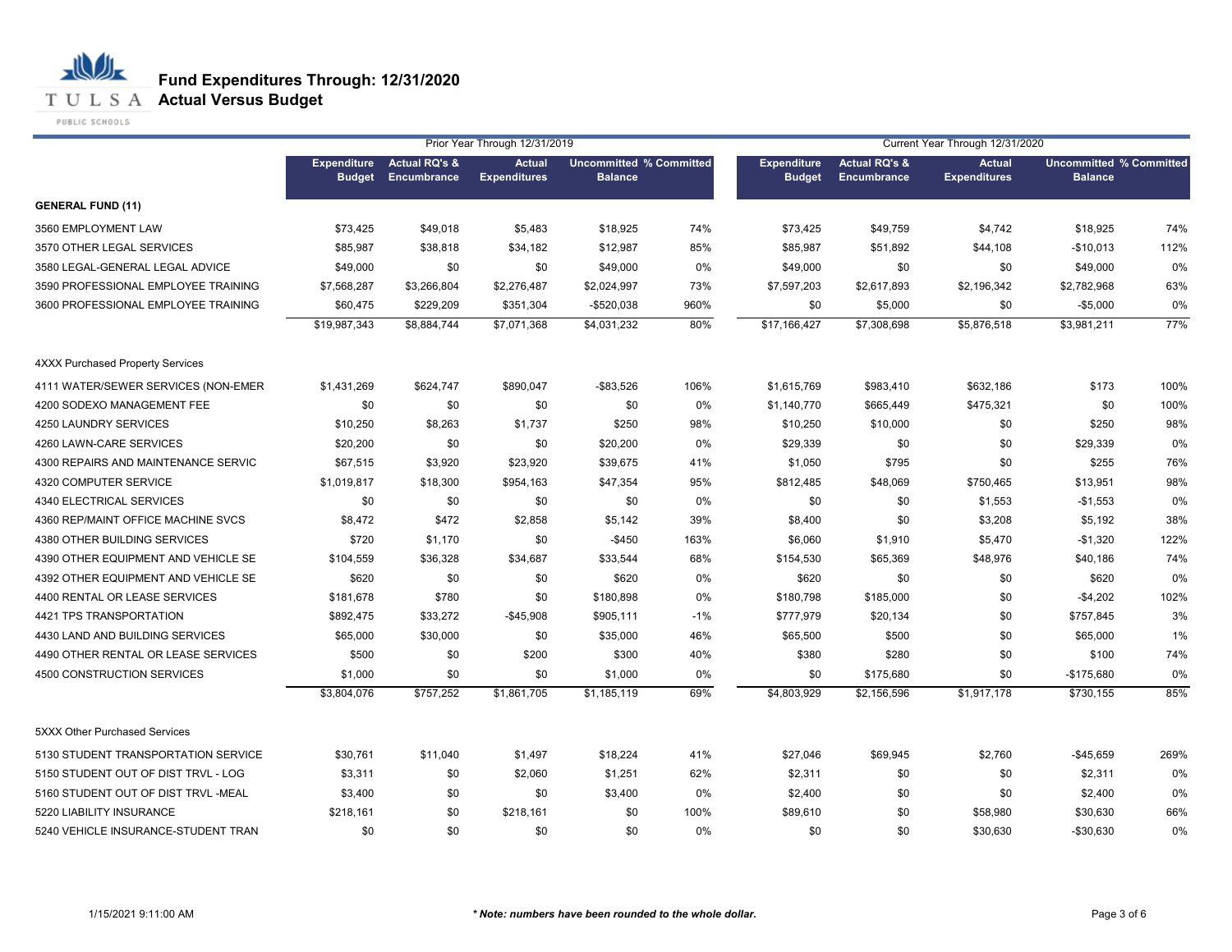# Fund Expenditures Through: 12/31/2020
## Actual Versus Budget

| | Prior Year Through 12/31/2019 | | | | | Current Year Through 12/31/2020 | | | | |
|---|---|---|---|---|---|---|---|---|---|---|
| | Expenditure Budget | Actual RQ's & Encumbrance | Actual Expenditures | Uncommitted Balance | % Committed | Expenditure Budget | Actual RQ's & Encumbrance | Actual Expenditures | Uncommitted Balance | % Committed |
| **GENERAL FUND (11)** | | | | | | | | | | |
| 3560 EMPLOYMENT LAW | $73,425 | $49,018 | $5,483 | $18,925 | 74% | $73,425 | $49,759 | $4,742 | $18,925 | 74% |
| 3570 OTHER LEGAL SERVICES | $85,987 | $38,818 | $34,182 | $12,987 | 85% | $85,987 | $51,892 | $44,108 | -$10,013 | 112% |
| 3580 LEGAL-GENERAL LEGAL ADVICE | $49,000 | $0 | $0 | $49,000 | 0% | $49,000 | $0 | $0 | $49,000 | 0% |
| 3590 PROFESSIONAL EMPLOYEE TRAINING | $7,568,287 | $3,266,804 | $2,276,487 | $2,024,997 | 73% | $7,597,203 | $2,617,893 | $2,196,342 | $2,782,968 | 63% |
| 3600 PROFESSIONAL EMPLOYEE TRAINING | $60,475 | $229,209 | $351,304 | -$520,038 | 960% | $0 | $5,000 | $0 | -$5,000 | 0% |
| | $19,987,343 | $8,884,744 | $7,071,368 | $4,031,232 | 80% | $17,166,427 | $7,308,698 | $5,876,518 | $3,981,211 | 77% |
| 4XXX Purchased Property Services | | | | | | | | | | |
| 4111 WATER/SEWER SERVICES (NON-EMER | $1,431,269 | $624,747 | $890,047 | -$83,526 | 106% | $1,615,769 | $983,410 | $632,186 | $173 | 100% |
| 4200 SODEXO MANAGEMENT FEE | $0 | $0 | $0 | $0 | 0% | $1,140,770 | $665,449 | $475,321 | $0 | 100% |
| 4250 LAUNDRY SERVICES | $10,250 | $8,263 | $1,737 | $250 | 98% | $10,250 | $10,000 | $0 | $250 | 98% |
| 4260 LAWN-CARE SERVICES | $20,200 | $0 | $0 | $20,200 | 0% | $29,339 | $0 | $0 | $29,339 | 0% |
| 4300 REPAIRS AND MAINTENANCE SERVIC | $67,515 | $3,920 | $23,920 | $39,675 | 41% | $1,050 | $795 | $0 | $255 | 76% |
| 4320 COMPUTER SERVICE | $1,019,817 | $18,300 | $954,163 | $47,354 | 95% | $812,485 | $48,069 | $750,465 | $13,951 | 98% |
| 4340 ELECTRICAL SERVICES | $0 | $0 | $0 | $0 | 0% | $0 | $0 | $1,553 | -$1,553 | 0% |
| 4360 REP/MAINT OFFICE MACHINE SVCS | $8,472 | $472 | $2,858 | $5,142 | 39% | $8,400 | $0 | $3,208 | $5,192 | 38% |
| 4380 OTHER BUILDING SERVICES | $720 | $1,170 | $0 | -$450 | 163% | $6,060 | $1,910 | $5,470 | -$1,320 | 122% |
| 4390 OTHER EQUIPMENT AND VEHICLE SE | $104,559 | $36,328 | $34,687 | $33,544 | 68% | $154,530 | $65,369 | $48,976 | $40,186 | 74% |
| 4392 OTHER EQUIPMENT AND VEHICLE SE | $620 | $0 | $0 | $620 | 0% | $620 | $0 | $0 | $620 | 0% |
| 4400 RENTAL OR LEASE SERVICES | $181,678 | $780 | $0 | $180,898 | 0% | $180,798 | $185,000 | $0 | -$4,202 | 102% |
| 4421 TPS TRANSPORTATION | $892,475 | $33,272 | -$45,908 | $905,111 | -1% | $777,979 | $20,134 | $0 | $757,845 | 3% |
| 4430 LAND AND BUILDING SERVICES | $65,000 | $30,000 | $0 | $35,000 | 46% | $65,500 | $500 | $0 | $65,000 | 1% |
| 4490 OTHER RENTAL OR LEASE SERVICES | $500 | $0 | $200 | $300 | 40% | $380 | $280 | $0 | $100 | 74% |
| 4500 CONSTRUCTION SERVICES | $1,000 | $0 | $0 | $1,000 | 0% | $0 | $175,680 | $0 | -$175,680 | 0% |
| | $3,804,076 | $757,252 | $1,861,705 | $1,185,119 | 69% | $4,803,929 | $2,156,596 | $1,917,178 | $730,155 | 85% |
| 5XXX Other Purchased Services | | | | | | | | | | |
| 5130 STUDENT TRANSPORTATION SERVICE | $30,761 | $11,040 | $1,497 | $18,224 | 41% | $27,046 | $69,945 | $2,760 | -$45,659 | 269% |
| 5150 STUDENT OUT OF DIST TRVL - LOG | $3,311 | $0 | $2,060 | $1,251 | 62% | $2,311 | $0 | $0 | $2,311 | 0% |
| 5160 STUDENT OUT OF DIST TRVL -MEAL | $3,400 | $0 | $0 | $3,400 | 0% | $2,400 | $0 | $0 | $2,400 | 0% |
| 5220 LIABILITY INSURANCE | $218,161 | $0 | $218,161 | $0 | 100% | $89,610 | $0 | $58,980 | $30,630 | 66% |
| 5240 VEHICLE INSURANCE-STUDENT TRAN | $0 | $0 | $0 | $0 | 0% | $0 | $0 | $30,630 | -$30,630 | 0% |

1/15/2021 9:11:00 AM

*** Note: numbers have been rounded to the whole dollar.***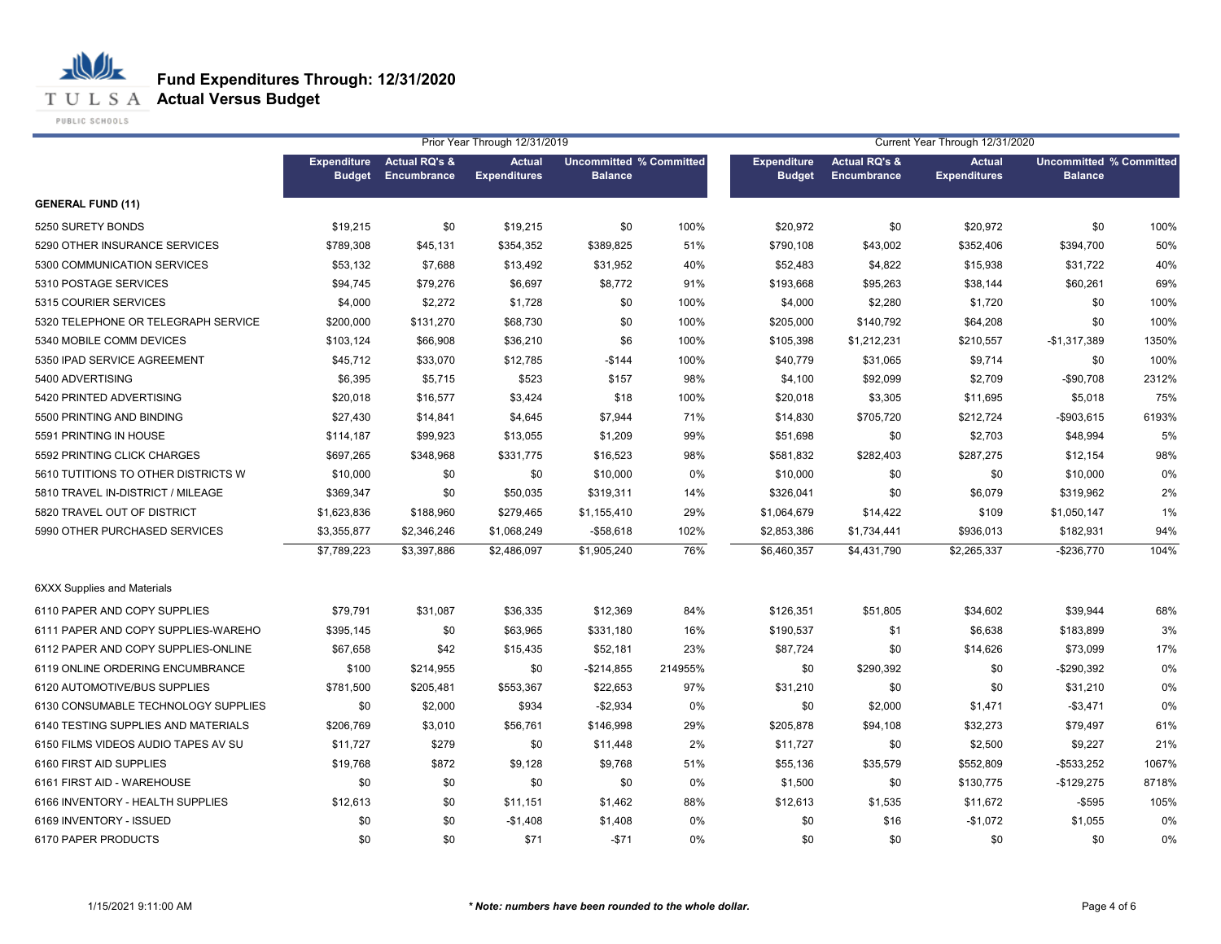# Fund Expenditures Through: 12/31/2020

## Actual Versus Budget

| | Prior Year Through 12/31/2019 | | | | | Current Year Through 12/31/2020 | | | | |
|---|---|---|---|---|---|---|---|---|---|---|
| | Expenditure Budget | Actual RQ's & Encumbrance | Actual Expenditures | Uncommitted Balance | % Committed | Expenditure Budget | Actual RQ's & Encumbrance | Actual Expenditures | Uncommitted Balance | % Committed |
| **GENERAL FUND (11)** | | | | | | | | | | |
| 5250 SURETY BONDS | $19,215 | $0 | $19,215 | $0 | 100% | $20,972 | $0 | $20,972 | $0 | 100% |
| 5290 OTHER INSURANCE SERVICES | $789,308 | $45,131 | $354,352 | $389,825 | 51% | $790,108 | $43,002 | $352,406 | $394,700 | 50% |
| 5300 COMMUNICATION SERVICES | $53,132 | $7,688 | $13,492 | $31,952 | 40% | $52,483 | $4,822 | $15,938 | $31,722 | 40% |
| 5310 POSTAGE SERVICES | $94,745 | $79,276 | $6,697 | $8,772 | 91% | $193,668 | $95,263 | $38,144 | $60,261 | 69% |
| 5315 COURIER SERVICES | $4,000 | $2,272 | $1,728 | $0 | 100% | $4,000 | $2,280 | $1,720 | $0 | 100% |
| 5320 TELEPHONE OR TELEGRAPH SERVICE | $200,000 | $131,270 | $68,730 | $0 | 100% | $205,000 | $140,792 | $64,208 | $0 | 100% |
| 5340 MOBILE COMM DEVICES | $103,124 | $66,908 | $36,210 | $6 | 100% | $105,398 | $1,212,231 | $210,557 | -$1,317,389 | 1350% |
| 5350 IPAD SERVICE AGREEMENT | $45,712 | $33,070 | $12,785 | -$144 | 100% | $40,779 | $31,065 | $9,714 | $0 | 100% |
| 5400 ADVERTISING | $6,395 | $5,715 | $523 | $157 | 98% | $4,100 | $92,099 | $2,709 | -$90,708 | 2312% |
| 5420 PRINTED ADVERTISING | $20,018 | $16,577 | $3,424 | $18 | 100% | $20,018 | $3,305 | $11,695 | $5,018 | 75% |
| 5500 PRINTING AND BINDING | $27,430 | $14,841 | $4,645 | $7,944 | 71% | $14,830 | $705,720 | $212,724 | -$903,615 | 6193% |
| 5591 PRINTING IN HOUSE | $114,187 | $99,923 | $13,055 | $1,209 | 99% | $51,698 | $0 | $2,703 | $48,994 | 5% |
| 5592 PRINTING CLICK CHARGES | $697,265 | $348,968 | $331,775 | $16,523 | 98% | $581,832 | $282,403 | $287,275 | $12,154 | 98% |
| 5610 TUTITIONS TO OTHER DISTRICTS W | $10,000 | $0 | $0 | $10,000 | 0% | $10,000 | $0 | $0 | $10,000 | 0% |
| 5810 TRAVEL IN-DISTRICT / MILEAGE | $369,347 | $0 | $50,035 | $319,311 | 14% | $326,041 | $0 | $6,079 | $319,962 | 2% |
| 5820 TRAVEL OUT OF DISTRICT | $1,623,836 | $188,960 | $279,465 | $1,155,410 | 29% | $1,064,679 | $14,422 | $109 | $1,050,147 | 1% |
| 5990 OTHER PURCHASED SERVICES | $3,355,877 | $2,346,246 | $1,068,249 | -$58,618 | 102% | $2,853,386 | $1,734,441 | $936,013 | $182,931 | 94% |
| | $7,789,223 | $3,397,886 | $2,486,097 | $1,905,240 | 76% | $6,460,357 | $4,431,790 | $2,265,337 | -$236,770 | 104% |
| 6XXX Supplies and Materials | | | | | | | | | | |
| 6110 PAPER AND COPY SUPPLIES | $79,791 | $31,087 | $36,335 | $12,369 | 84% | $126,351 | $51,805 | $34,602 | $39,944 | 68% |
| 6111 PAPER AND COPY SUPPLIES-WAREHO | $395,145 | $0 | $63,965 | $331,180 | 16% | $190,537 | $1 | $6,638 | $183,899 | 3% |
| 6112 PAPER AND COPY SUPPLIES-ONLINE | $67,658 | $42 | $15,435 | $52,181 | 23% | $87,724 | $0 | $14,626 | $73,099 | 17% |
| 6119 ONLINE ORDERING ENCUMBRANCE | $100 | $214,955 | $0 | -$214,855 | 214955% | $0 | $290,392 | $0 | -$290,392 | 0% |
| 6120 AUTOMOTIVE/BUS SUPPLIES | $781,500 | $205,481 | $553,367 | $22,653 | 97% | $31,210 | $0 | $0 | $31,210 | 0% |
| 6130 CONSUMABLE TECHNOLOGY SUPPLIES | $0 | $2,000 | $934 | -$2,934 | 0% | $0 | $2,000 | $1,471 | -$3,471 | 0% |
| 6140 TESTING SUPPLIES AND MATERIALS | $206,769 | $3,010 | $56,761 | $146,998 | 29% | $205,878 | $94,108 | $32,273 | $79,497 | 61% |
| 6150 FILMS VIDEOS AUDIO TAPES AV SU | $11,727 | $279 | $0 | $11,448 | 2% | $11,727 | $0 | $2,500 | $9,227 | 21% |
| 6160 FIRST AID SUPPLIES | $19,768 | $872 | $9,128 | $9,768 | 51% | $55,136 | $35,579 | $552,809 | -$533,252 | 1067% |
| 6161 FIRST AID - WAREHOUSE | $0 | $0 | $0 | $0 | 0% | $1,500 | $0 | $130,775 | -$129,275 | 8718% |
| 6166 INVENTORY - HEALTH SUPPLIES | $12,613 | $0 | $11,151 | $1,462 | 88% | $12,613 | $1,535 | $11,672 | -$595 | 105% |
| 6169 INVENTORY - ISSUED | $0 | $0 | -$1,408 | $1,408 | 0% | $0 | $16 | -$1,072 | $1,055 | 0% |
| 6170 PAPER PRODUCTS | $0 | $0 | $71 | -$71 | 0% | $0 | $0 | $0 | $0 | 0% |

1/15/2021 9:11:00 AM

*** Note: numbers have been rounded to the whole dollar.***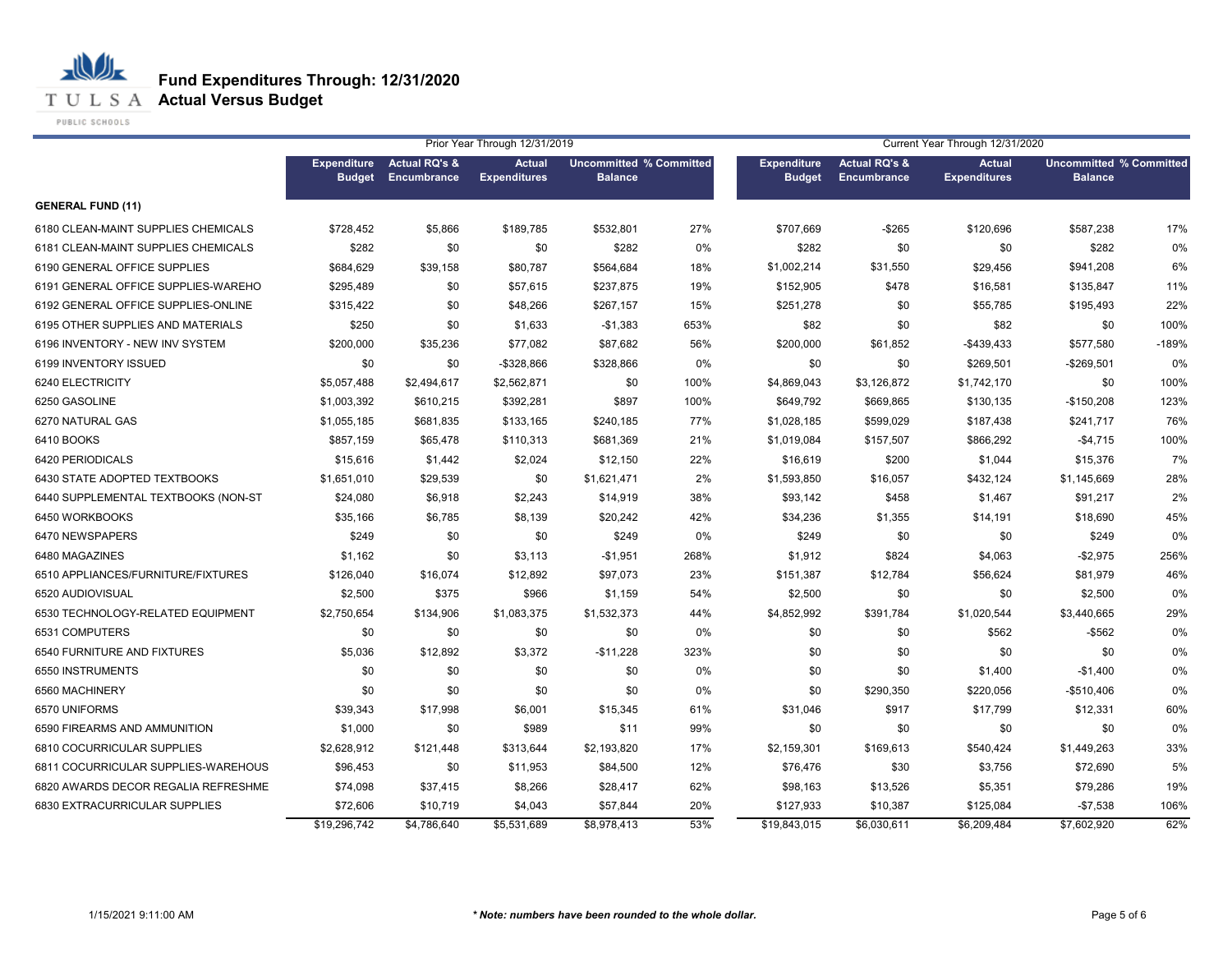# Fund Expenditures Through: 12/31/2020

## Actual Versus Budget

| | Prior Year Through 12/31/2019 | | | | | Current Year Through 12/31/2020 | | | | |
|---|---|---|---|---|---|---|---|---|---|---|
| | Expenditure Budget | Actual RQ's & Encumbrance | Actual Expenditures | Uncommitted Balance | % Committed | Expenditure Budget | Actual RQ's & Encumbrance | Actual Expenditures | Uncommitted Balance | % Committed |
| **GENERAL FUND (11)** | | | | | | | | | | |
| 6180 CLEAN-MAINT SUPPLIES CHEMICALS | $728,452 | $5,866 | $189,785 | $532,801 | 27% | $707,669 | -$265 | $120,696 | $587,238 | 17% |
| 6181 CLEAN-MAINT SUPPLIES CHEMICALS | $282 | $0 | $0 | $282 | 0% | $282 | $0 | $0 | $282 | 0% |
| 6190 GENERAL OFFICE SUPPLIES | $684,629 | $39,158 | $80,787 | $564,684 | 18% | $1,002,214 | $31,550 | $29,456 | $941,208 | 6% |
| 6191 GENERAL OFFICE SUPPLIES-WAREHO | $295,489 | $0 | $57,615 | $237,875 | 19% | $152,905 | $478 | $16,581 | $135,847 | 11% |
| 6192 GENERAL OFFICE SUPPLIES-ONLINE | $315,422 | $0 | $48,266 | $267,157 | 15% | $251,278 | $0 | $55,785 | $195,493 | 22% |
| 6195 OTHER SUPPLIES AND MATERIALS | $250 | $0 | $1,633 | -$1,383 | 653% | $82 | $0 | $82 | $0 | 100% |
| 6196 INVENTORY - NEW INV SYSTEM | $200,000 | $35,236 | $77,082 | $87,682 | 56% | $200,000 | $61,852 | -$439,433 | $577,580 | -189% |
| 6199 INVENTORY ISSUED | $0 | $0 | -$328,866 | $328,866 | 0% | $0 | $0 | $269,501 | -$269,501 | 0% |
| 6240 ELECTRICITY | $5,057,488 | $2,494,617 | $2,562,871 | $0 | 100% | $4,869,043 | $3,126,872 | $1,742,170 | $0 | 100% |
| 6250 GASOLINE | $1,003,392 | $610,215 | $392,281 | $897 | 100% | $649,792 | $669,865 | $130,135 | -$150,208 | 123% |
| 6270 NATURAL GAS | $1,055,185 | $681,835 | $133,165 | $240,185 | 77% | $1,028,185 | $599,029 | $187,438 | $241,717 | 76% |
| 6410 BOOKS | $857,159 | $65,478 | $110,313 | $681,369 | 21% | $1,019,084 | $157,507 | $866,292 | -$4,715 | 100% |
| 6420 PERIODICALS | $15,616 | $1,442 | $2,024 | $12,150 | 22% | $16,619 | $200 | $1,044 | $15,376 | 7% |
| 6430 STATE ADOPTED TEXTBOOKS | $1,651,010 | $29,539 | $0 | $1,621,471 | 2% | $1,593,850 | $16,057 | $432,124 | $1,145,669 | 28% |
| 6440 SUPPLEMENTAL TEXTBOOKS (NON-ST | $24,080 | $6,918 | $2,243 | $14,919 | 38% | $93,142 | $458 | $1,467 | $91,217 | 2% |
| 6450 WORKBOOKS | $35,166 | $6,785 | $8,139 | $20,242 | 42% | $34,236 | $1,355 | $14,191 | $18,690 | 45% |
| 6470 NEWSPAPERS | $249 | $0 | $0 | $249 | 0% | $249 | $0 | $0 | $249 | 0% |
| 6480 MAGAZINES | $1,162 | $0 | $3,113 | -$1,951 | 268% | $1,912 | $824 | $4,063 | -$2,975 | 256% |
| 6510 APPLIANCES/FURNITURE/FIXTURES | $126,040 | $16,074 | $12,892 | $97,073 | 23% | $151,387 | $12,784 | $56,624 | $81,979 | 46% |
| 6520 AUDIOVISUAL | $2,500 | $375 | $966 | $1,159 | 54% | $2,500 | $0 | $0 | $2,500 | 0% |
| 6530 TECHNOLOGY-RELATED EQUIPMENT | $2,750,654 | $134,906 | $1,083,375 | $1,532,373 | 44% | $4,852,992 | $391,784 | $1,020,544 | $3,440,665 | 29% |
| 6531 COMPUTERS | $0 | $0 | $0 | $0 | 0% | $0 | $0 | $562 | -$562 | 0% |
| 6540 FURNITURE AND FIXTURES | $5,036 | $12,892 | $3,372 | -$11,228 | 323% | $0 | $0 | $0 | $0 | 0% |
| 6550 INSTRUMENTS | $0 | $0 | $0 | $0 | 0% | $0 | $0 | $1,400 | -$1,400 | 0% |
| 6560 MACHINERY | $0 | $0 | $0 | $0 | 0% | $0 | $290,350 | $220,056 | -$510,406 | 0% |
| 6570 UNIFORMS | $39,343 | $17,998 | $6,001 | $15,345 | 61% | $31,046 | $917 | $17,799 | $12,331 | 60% |
| 6590 FIREARMS AND AMMUNITION | $1,000 | $0 | $989 | $11 | 99% | $0 | $0 | $0 | $0 | 0% |
| 6810 COCURRICULAR SUPPLIES | $2,628,912 | $121,448 | $313,644 | $2,193,820 | 17% | $2,159,301 | $169,613 | $540,424 | $1,449,263 | 33% |
| 6811 COCURRICULAR SUPPLIES-WAREHOUS | $96,453 | $0 | $11,953 | $84,500 | 12% | $76,476 | $30 | $3,756 | $72,690 | 5% |
| 6820 AWARDS DECOR REGALIA REFRESHME | $74,098 | $37,415 | $8,266 | $28,417 | 62% | $98,163 | $13,526 | $5,351 | $79,286 | 19% |
| 6830 EXTRACURRICULAR SUPPLIES | $72,606 | $10,719 | $4,043 | $57,844 | 20% | $127,933 | $10,387 | $125,084 | -$7,538 | 106% |
| | $19,296,742 | $4,786,640 | $5,531,689 | $8,978,413 | 53% | $19,843,015 | $6,030,611 | $6,209,484 | $7,602,920 | 62% |

1/15/2021 9:11:00 AM

*\* Note: numbers have been rounded to the whole dollar.*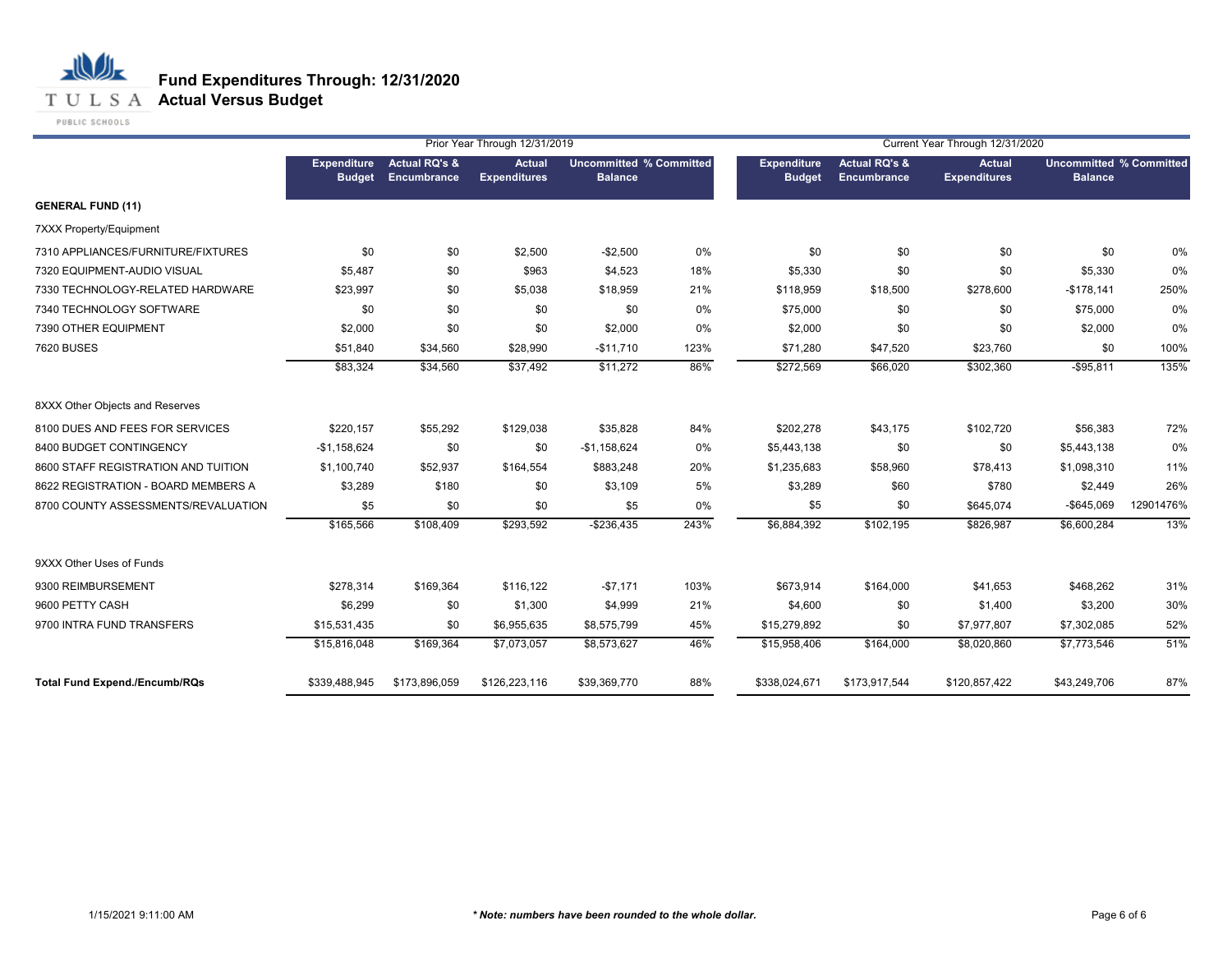# Fund Expenditures Through: 12/31/2020
## Actual Versus Budget

| | Prior Year Through 12/31/2019 | | | | | Current Year Through 12/31/2020 | | | | |
|---|---|---|---|---|---|---|---|---|---|---|
| | Expenditure Budget | Actual RQ's & Encumbrance | Actual Expenditures | Uncommitted Balance | % Committed | Expenditure Budget | Actual RQ's & Encumbrance | Actual Expenditures | Uncommitted Balance | % Committed |
| **GENERAL FUND (11)** | | | | | | | | | | |
| 7XXX Property/Equipment | | | | | | | | | | |
| 7310 APPLIANCES/FURNITURE/FIXTURES | $0 | $0 | $2,500 | -$2,500 | 0% | $0 | $0 | $0 | $0 | 0% |
| 7320 EQUIPMENT-AUDIO VISUAL | $5,487 | $0 | $963 | $4,523 | 18% | $5,330 | $0 | $0 | $5,330 | 0% |
| 7330 TECHNOLOGY-RELATED HARDWARE | $23,997 | $0 | $5,038 | $18,959 | 21% | $118,959 | $18,500 | $278,600 | -$178,141 | 250% |
| 7340 TECHNOLOGY SOFTWARE | $0 | $0 | $0 | $0 | 0% | $75,000 | $0 | $0 | $75,000 | 0% |
| 7390 OTHER EQUIPMENT | $2,000 | $0 | $0 | $2,000 | 0% | $2,000 | $0 | $0 | $2,000 | 0% |
| 7620 BUSES | $51,840 | $34,560 | $28,990 | -$11,710 | 123% | $71,280 | $47,520 | $23,760 | $0 | 100% |
| | $83,324 | $34,560 | $37,492 | $11,272 | 86% | $272,569 | $66,020 | $302,360 | -$95,811 | 135% |
| 8XXX Other Objects and Reserves | | | | | | | | | | |
| 8100 DUES AND FEES FOR SERVICES | $220,157 | $55,292 | $129,038 | $35,828 | 84% | $202,278 | $43,175 | $102,720 | $56,383 | 72% |
| 8400 BUDGET CONTINGENCY | -$1,158,624 | $0 | $0 | -$1,158,624 | 0% | $5,443,138 | $0 | $0 | $5,443,138 | 0% |
| 8600 STAFF REGISTRATION AND TUITION | $1,100,740 | $52,937 | $164,554 | $883,248 | 20% | $1,235,683 | $58,960 | $78,413 | $1,098,310 | 11% |
| 8622 REGISTRATION - BOARD MEMBERS A | $3,289 | $180 | $0 | $3,109 | 5% | $3,289 | $60 | $780 | $2,449 | 26% |
| 8700 COUNTY ASSESSMENTS/REVALUATION | $5 | $0 | $0 | $5 | 0% | $5 | $0 | $645,074 | -$645,069 | 12901476% |
| | $165,566 | $108,409 | $293,592 | -$236,435 | 243% | $6,884,392 | $102,195 | $826,987 | $6,600,284 | 13% |
| 9XXX Other Uses of Funds | | | | | | | | | | |
| 9300 REIMBURSEMENT | $278,314 | $169,364 | $116,122 | -$7,171 | 103% | $673,914 | $164,000 | $41,653 | $468,262 | 31% |
| 9600 PETTY CASH | $6,299 | $0 | $1,300 | $4,999 | 21% | $4,600 | $0 | $1,400 | $3,200 | 30% |
| 9700 INTRA FUND TRANSFERS | $15,531,435 | $0 | $6,955,635 | $8,575,799 | 45% | $15,279,892 | $0 | $7,977,807 | $7,302,085 | 52% |
| | $15,816,048 | $169,364 | $7,073,057 | $8,573,627 | 46% | $15,958,406 | $164,000 | $8,020,860 | $7,773,546 | 51% |
| **Total Fund Expend./Encumb/RQs** | $339,488,945 | $173,896,059 | $126,223,116 | $39,369,770 | 88% | $338,024,671 | $173,917,544 | $120,857,422 | $43,249,706 | 87% |

1/15/2021 9:11:00 AM

***\* Note: numbers have been rounded to the whole dollar.***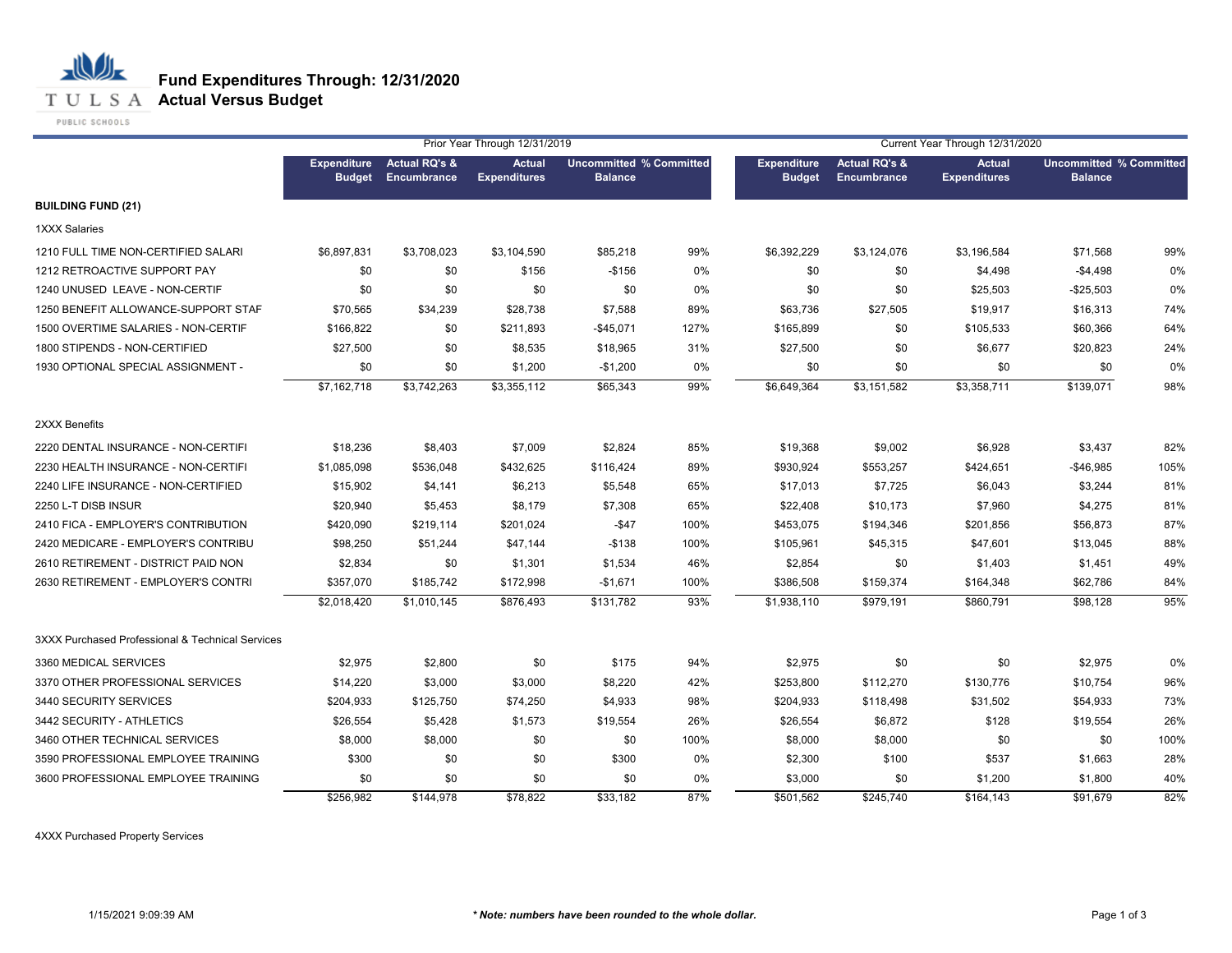# Fund Expenditures Through: 12/31/2020
## Actual Versus Budget

| | Prior Year Through 12/31/2019 | | | | | Current Year Through 12/31/2020 | | | | |
|---|---|---|---|---|---|---|---|---|---|---|
| | Expenditure Budget | Actual RQ's & Encumbrance | Actual Expenditures | Uncommitted Balance | % Committed | Expenditure Budget | Actual RQ's & Encumbrance | Actual Expenditures | Uncommitted Balance | % Committed |
| **BUILDING FUND (21)** | | | | | | | | | | |
| 1XXX Salaries | | | | | | | | | | |
| 1210 FULL TIME NON-CERTIFIED SALARI | $6,897,831 | $3,708,023 | $3,104,590 | $85,218 | 99% | $6,392,229 | $3,124,076 | $3,196,584 | $71,568 | 99% |
| 1212 RETROACTIVE SUPPORT PAY | $0 | $0 | $156 | -$156 | 0% | $0 | $0 | $4,498 | -$4,498 | 0% |
| 1240 UNUSED LEAVE - NON-CERTIF | $0 | $0 | $0 | $0 | 0% | $0 | $0 | $25,503 | -$25,503 | 0% |
| 1250 BENEFIT ALLOWANCE-SUPPORT STAF | $70,565 | $34,239 | $28,738 | $7,588 | 89% | $63,736 | $27,505 | $19,917 | $16,313 | 74% |
| 1500 OVERTIME SALARIES - NON-CERTIF | $166,822 | $0 | $211,893 | -$45,071 | 127% | $165,899 | $0 | $105,533 | $60,366 | 64% |
| 1800 STIPENDS - NON-CERTIFIED | $27,500 | $0 | $8,535 | $18,965 | 31% | $27,500 | $0 | $6,677 | $20,823 | 24% |
| 1930 OPTIONAL SPECIAL ASSIGNMENT - | $0 | $0 | $1,200 | -$1,200 | 0% | $0 | $0 | $0 | $0 | 0% |
| | $7,162,718 | $3,742,263 | $3,355,112 | $65,343 | 99% | $6,649,364 | $3,151,582 | $3,358,711 | $139,071 | 98% |
| 2XXX Benefits | | | | | | | | | | |
| 2220 DENTAL INSURANCE - NON-CERTIFI | $18,236 | $8,403 | $7,009 | $2,824 | 85% | $19,368 | $9,002 | $6,928 | $3,437 | 82% |
| 2230 HEALTH INSURANCE - NON-CERTIFI | $1,085,098 | $536,048 | $432,625 | $116,424 | 89% | $930,924 | $553,257 | $424,651 | -$46,985 | 105% |
| 2240 LIFE INSURANCE - NON-CERTIFIED | $15,902 | $4,141 | $6,213 | $5,548 | 65% | $17,013 | $7,725 | $6,043 | $3,244 | 81% |
| 2250 L-T DISB INSUR | $20,940 | $5,453 | $8,179 | $7,308 | 65% | $22,408 | $10,173 | $7,960 | $4,275 | 81% |
| 2410 FICA - EMPLOYER'S CONTRIBUTION | $420,090 | $219,114 | $201,024 | -$47 | 100% | $453,075 | $194,346 | $201,856 | $56,873 | 87% |
| 2420 MEDICARE - EMPLOYER'S CONTRIBU | $98,250 | $51,244 | $47,144 | -$138 | 100% | $105,961 | $45,315 | $47,601 | $13,045 | 88% |
| 2610 RETIREMENT - DISTRICT PAID NON | $2,834 | $0 | $1,301 | $1,534 | 46% | $2,854 | $0 | $1,403 | $1,451 | 49% |
| 2630 RETIREMENT - EMPLOYER'S CONTRI | $357,070 | $185,742 | $172,998 | -$1,671 | 100% | $386,508 | $159,374 | $164,348 | $62,786 | 84% |
| | $2,018,420 | $1,010,145 | $876,493 | $131,782 | 93% | $1,938,110 | $979,191 | $860,791 | $98,128 | 95% |
| 3XXX Purchased Professional & Technical Services | | | | | | | | | | |
| 3360 MEDICAL SERVICES | $2,975 | $2,800 | $0 | $175 | 94% | $2,975 | $0 | $0 | $2,975 | 0% |
| 3370 OTHER PROFESSIONAL SERVICES | $14,220 | $3,000 | $3,000 | $8,220 | 42% | $253,800 | $112,270 | $130,776 | $10,754 | 96% |
| 3440 SECURITY SERVICES | $204,933 | $125,750 | $74,250 | $4,933 | 98% | $204,933 | $118,498 | $31,502 | $54,933 | 73% |
| 3442 SECURITY - ATHLETICS | $26,554 | $5,428 | $1,573 | $19,554 | 26% | $26,554 | $6,872 | $128 | $19,554 | 26% |
| 3460 OTHER TECHNICAL SERVICES | $8,000 | $8,000 | $0 | $0 | 100% | $8,000 | $8,000 | $0 | $0 | 100% |
| 3590 PROFESSIONAL EMPLOYEE TRAINING | $300 | $0 | $0 | $300 | 0% | $2,300 | $100 | $537 | $1,663 | 28% |
| 3600 PROFESSIONAL EMPLOYEE TRAINING | $0 | $0 | $0 | $0 | 0% | $3,000 | $0 | $1,200 | $1,800 | 40% |
| | $256,982 | $144,978 | $78,822 | $33,182 | 87% | $501,562 | $245,740 | $164,143 | $91,679 | 82% |
| 4XXX Purchased Property Services | | | | | | | | | | |

1/15/2021 9:09:39 AM

*** Note: numbers have been rounded to the whole dollar.***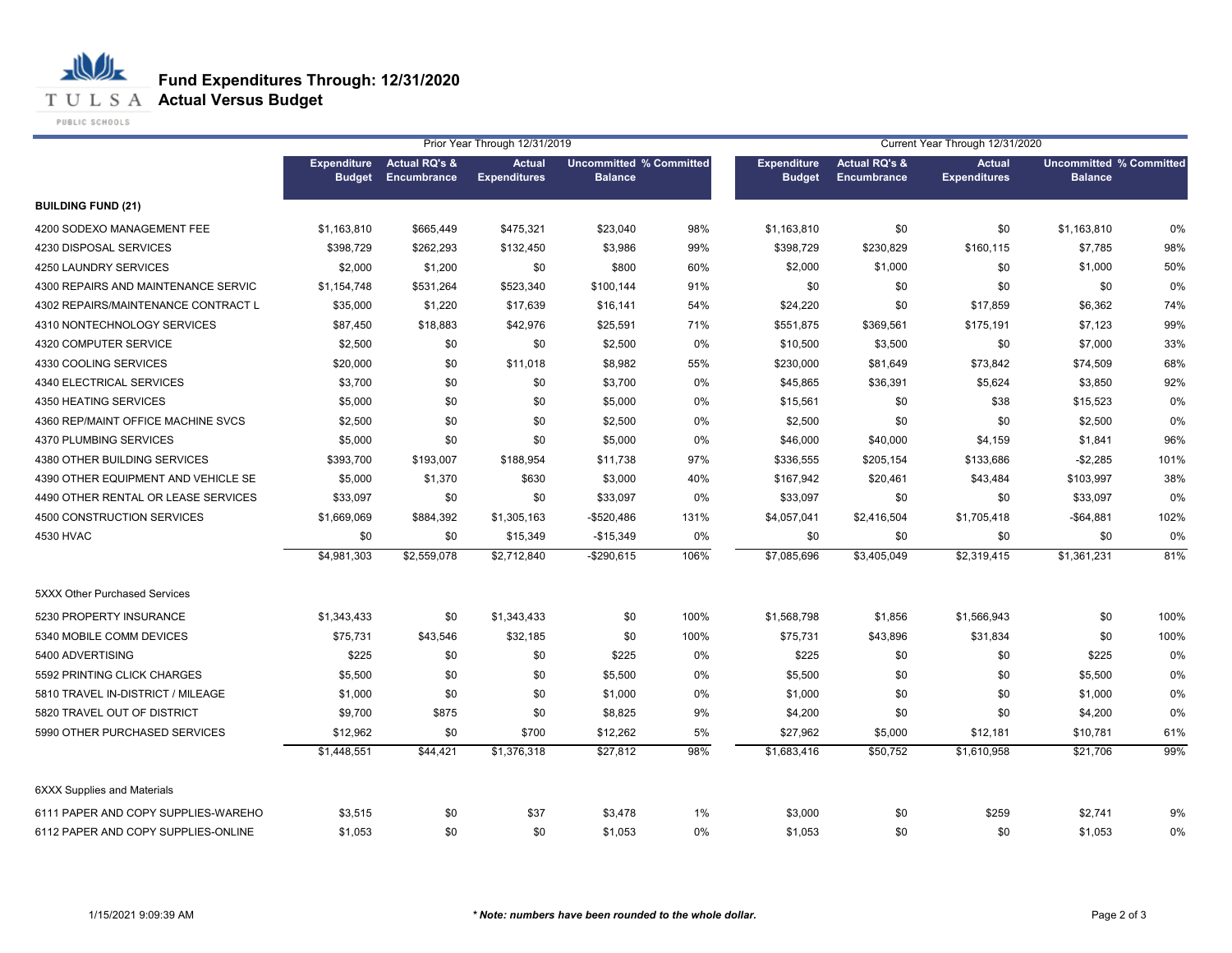# Fund Expenditures Through: 12/31/2020

## Actual Versus Budget

TULSA PUBLIC SCHOOLS

| | Prior Year Through 12/31/2019 | | | | | Current Year Through 12/31/2020 | | | | |
|---|---|---|---|---|---|---|---|---|---|---|
| | Expenditure Budget | Actual RQ's & Encumbrance | Actual Expenditures | Uncommitted Balance | % Committed | Expenditure Budget | Actual RQ's & Encumbrance | Actual Expenditures | Uncommitted Balance | % Committed |
| **BUILDING FUND (21)** | | | | | | | | | | |
| 4200 SODEXO MANAGEMENT FEE | $1,163,810 | $665,449 | $475,321 | $23,040 | 98% | $1,163,810 | $0 | $0 | $1,163,810 | 0% |
| 4230 DISPOSAL SERVICES | $398,729 | $262,293 | $132,450 | $3,986 | 99% | $398,729 | $230,829 | $160,115 | $7,785 | 98% |
| 4250 LAUNDRY SERVICES | $2,000 | $1,200 | $0 | $800 | 60% | $2,000 | $1,000 | $0 | $1,000 | 50% |
| 4300 REPAIRS AND MAINTENANCE SERVIC | $1,154,748 | $531,264 | $523,340 | $100,144 | 91% | $0 | $0 | $0 | $0 | 0% |
| 4302 REPAIRS/MAINTENANCE CONTRACT L | $35,000 | $1,220 | $17,639 | $16,141 | 54% | $24,220 | $0 | $17,859 | $6,362 | 74% |
| 4310 NONTECHNOLOGY SERVICES | $87,450 | $18,883 | $42,976 | $25,591 | 71% | $551,875 | $369,561 | $175,191 | $7,123 | 99% |
| 4320 COMPUTER SERVICE | $2,500 | $0 | $0 | $2,500 | 0% | $10,500 | $3,500 | $0 | $7,000 | 33% |
| 4330 COOLING SERVICES | $20,000 | $0 | $11,018 | $8,982 | 55% | $230,000 | $81,649 | $73,842 | $74,509 | 68% |
| 4340 ELECTRICAL SERVICES | $3,700 | $0 | $0 | $3,700 | 0% | $45,865 | $36,391 | $5,624 | $3,850 | 92% |
| 4350 HEATING SERVICES | $5,000 | $0 | $0 | $5,000 | 0% | $15,561 | $0 | $38 | $15,523 | 0% |
| 4360 REP/MAINT OFFICE MACHINE SVCS | $2,500 | $0 | $0 | $2,500 | 0% | $2,500 | $0 | $0 | $2,500 | 0% |
| 4370 PLUMBING SERVICES | $5,000 | $0 | $0 | $5,000 | 0% | $46,000 | $40,000 | $4,159 | $1,841 | 96% |
| 4380 OTHER BUILDING SERVICES | $393,700 | $193,007 | $188,954 | $11,738 | 97% | $336,555 | $205,154 | $133,686 | -$2,285 | 101% |
| 4390 OTHER EQUIPMENT AND VEHICLE SE | $5,000 | $1,370 | $630 | $3,000 | 40% | $167,942 | $20,461 | $43,484 | $103,997 | 38% |
| 4490 OTHER RENTAL OR LEASE SERVICES | $33,097 | $0 | $0 | $33,097 | 0% | $33,097 | $0 | $0 | $33,097 | 0% |
| 4500 CONSTRUCTION SERVICES | $1,669,069 | $884,392 | $1,305,163 | -$520,486 | 131% | $4,057,041 | $2,416,504 | $1,705,418 | -$64,881 | 102% |
| 4530 HVAC | $0 | $0 | $15,349 | -$15,349 | 0% | $0 | $0 | $0 | $0 | 0% |
| | $4,981,303 | $2,559,078 | $2,712,840 | -$290,615 | 106% | $7,085,696 | $3,405,049 | $2,319,415 | $1,361,231 | 81% |
| 5XXX Other Purchased Services | | | | | | | | | | |
| 5230 PROPERTY INSURANCE | $1,343,433 | $0 | $1,343,433 | $0 | 100% | $1,568,798 | $1,856 | $1,566,943 | $0 | 100% |
| 5340 MOBILE COMM DEVICES | $75,731 | $43,546 | $32,185 | $0 | 100% | $75,731 | $43,896 | $31,834 | $0 | 100% |
| 5400 ADVERTISING | $225 | $0 | $0 | $225 | 0% | $225 | $0 | $0 | $225 | 0% |
| 5592 PRINTING CLICK CHARGES | $5,500 | $0 | $0 | $5,500 | 0% | $5,500 | $0 | $0 | $5,500 | 0% |
| 5810 TRAVEL IN-DISTRICT / MILEAGE | $1,000 | $0 | $0 | $1,000 | 0% | $1,000 | $0 | $0 | $1,000 | 0% |
| 5820 TRAVEL OUT OF DISTRICT | $9,700 | $875 | $0 | $8,825 | 9% | $4,200 | $0 | $0 | $4,200 | 0% |
| 5990 OTHER PURCHASED SERVICES | $12,962 | $0 | $700 | $12,262 | 5% | $27,962 | $5,000 | $12,181 | $10,781 | 61% |
| | $1,448,551 | $44,421 | $1,376,318 | $27,812 | 98% | $1,683,416 | $50,752 | $1,610,958 | $21,706 | 99% |
| 6XXX Supplies and Materials | | | | | | | | | | |
| 6111 PAPER AND COPY SUPPLIES-WAREHO | $3,515 | $0 | $37 | $3,478 | 1% | $3,000 | $0 | $259 | $2,741 | 9% |
| 6112 PAPER AND COPY SUPPLIES-ONLINE | $1,053 | $0 | $0 | $1,053 | 0% | $1,053 | $0 | $0 | $1,053 | 0% |

1/15/2021 9:09:39 AM

*** Note: numbers have been rounded to the whole dollar.**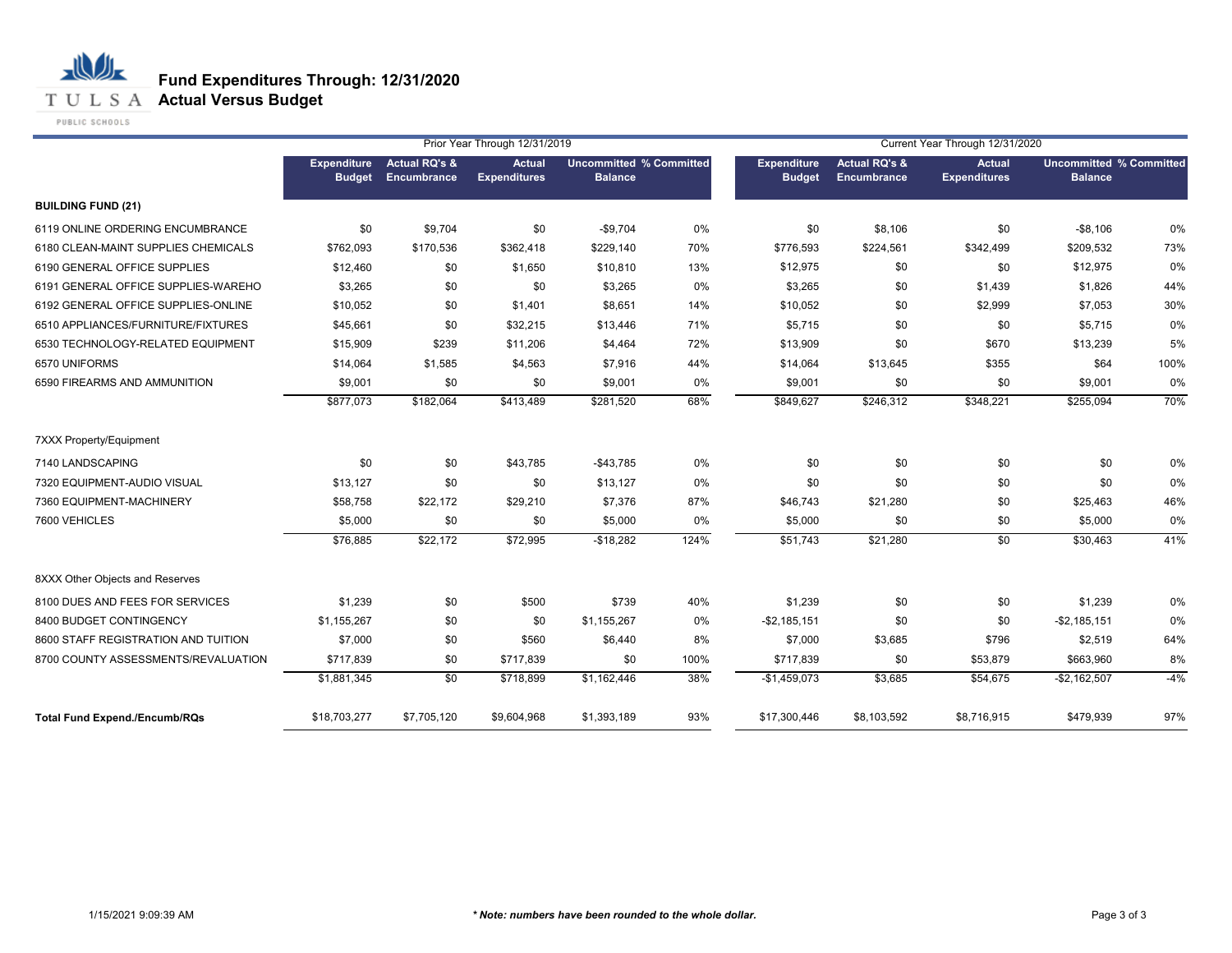# Fund Expenditures Through: 12/31/2020
## Actual Versus Budget

TULSA PUBLIC SCHOOLS

| | Prior Year Through 12/31/2019 | | | | | Current Year Through 12/31/2020 | | | | |
|---|---|---|---|---|---|---|---|---|---|---|
| | Expenditure Budget | Actual RQ's & Encumbrance | Actual Expenditures | Uncommitted Balance | % Committed | Expenditure Budget | Actual RQ's & Encumbrance | Actual Expenditures | Uncommitted Balance | % Committed |
| **BUILDING FUND (21)** | | | | | | | | | | |
| 6119 ONLINE ORDERING ENCUMBRANCE | $0 | $9,704 | $0 | -$9,704 | 0% | $0 | $8,106 | $0 | -$8,106 | 0% |
| 6180 CLEAN-MAINT SUPPLIES CHEMICALS | $762,093 | $170,536 | $362,418 | $229,140 | 70% | $776,593 | $224,561 | $342,499 | $209,532 | 73% |
| 6190 GENERAL OFFICE SUPPLIES | $12,460 | $0 | $1,650 | $10,810 | 13% | $12,975 | $0 | $0 | $12,975 | 0% |
| 6191 GENERAL OFFICE SUPPLIES-WAREHO | $3,265 | $0 | $0 | $3,265 | 0% | $3,265 | $0 | $1,439 | $1,826 | 44% |
| 6192 GENERAL OFFICE SUPPLIES-ONLINE | $10,052 | $0 | $1,401 | $8,651 | 14% | $10,052 | $0 | $2,999 | $7,053 | 30% |
| 6510 APPLIANCES/FURNITURE/FIXTURES | $45,661 | $0 | $32,215 | $13,446 | 71% | $5,715 | $0 | $0 | $5,715 | 0% |
| 6530 TECHNOLOGY-RELATED EQUIPMENT | $15,909 | $239 | $11,206 | $4,464 | 72% | $13,909 | $0 | $670 | $13,239 | 5% |
| 6570 UNIFORMS | $14,064 | $1,585 | $4,563 | $7,916 | 44% | $14,064 | $13,645 | $355 | $64 | 100% |
| 6590 FIREARMS AND AMMUNITION | $9,001 | $0 | $0 | $9,001 | 0% | $9,001 | $0 | $0 | $9,001 | 0% |
| | $877,073 | $182,064 | $413,489 | $281,520 | 68% | $849,627 | $246,312 | $348,221 | $255,094 | 70% |
| 7XXX Property/Equipment | | | | | | | | | | |
| 7140 LANDSCAPING | $0 | $0 | $43,785 | -$43,785 | 0% | $0 | $0 | $0 | $0 | 0% |
| 7320 EQUIPMENT-AUDIO VISUAL | $13,127 | $0 | $0 | $13,127 | 0% | $0 | $0 | $0 | $0 | 0% |
| 7360 EQUIPMENT-MACHINERY | $58,758 | $22,172 | $29,210 | $7,376 | 87% | $46,743 | $21,280 | $0 | $25,463 | 46% |
| 7600 VEHICLES | $5,000 | $0 | $0 | $5,000 | 0% | $5,000 | $0 | $0 | $5,000 | 0% |
| | $76,885 | $22,172 | $72,995 | -$18,282 | 124% | $51,743 | $21,280 | $0 | $30,463 | 41% |
| 8XXX Other Objects and Reserves | | | | | | | | | | |
| 8100 DUES AND FEES FOR SERVICES | $1,239 | $0 | $500 | $739 | 40% | $1,239 | $0 | $0 | $1,239 | 0% |
| 8400 BUDGET CONTINGENCY | $1,155,267 | $0 | $0 | $1,155,267 | 0% | -$2,185,151 | $0 | $0 | -$2,185,151 | 0% |
| 8600 STAFF REGISTRATION AND TUITION | $7,000 | $0 | $560 | $6,440 | 8% | $7,000 | $3,685 | $796 | $2,519 | 64% |
| 8700 COUNTY ASSESSMENTS/REVALUATION | $717,839 | $0 | $717,839 | $0 | 100% | $717,839 | $0 | $53,879 | $663,960 | 8% |
| | $1,881,345 | $0 | $718,899 | $1,162,446 | 38% | -$1,459,073 | $3,685 | $54,675 | -$2,162,507 | -4% |
| **Total Fund Expend./Encumb/RQs** | $18,703,277 | $7,705,120 | $9,604,968 | $1,393,189 | 93% | $17,300,446 | $8,103,592 | $8,716,915 | $479,939 | 97% |

1/15/2021 9:09:39 AM

*\* Note: numbers have been rounded to the whole dollar.*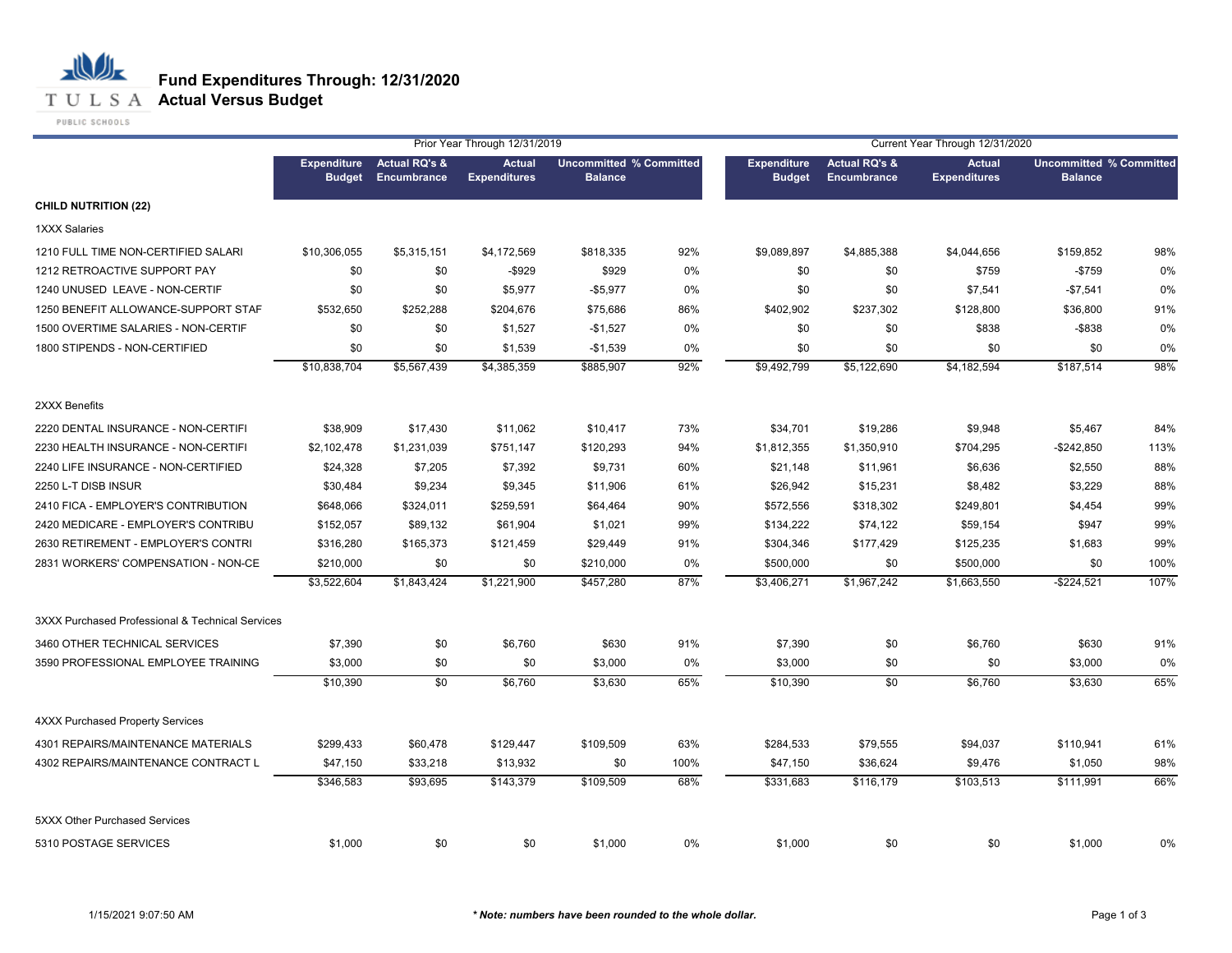# Fund Expenditures Through: 12/31/2020
## Actual Versus Budget

| | Prior Year Through 12/31/2019 | | | | | Current Year Through 12/31/2020 | | | | |
|---|---|---|---|---|---|---|---|---|---|---|
| | Expenditure Budget | Actual RQ's & Encumbrance | Actual Expenditures | Uncommitted Balance | % Committed | Expenditure Budget | Actual RQ's & Encumbrance | Actual Expenditures | Uncommitted Balance | % Committed |
| **CHILD NUTRITION (22)** | | | | | | | | | | |
| 1XXX Salaries | | | | | | | | | | |
| 1210 FULL TIME NON-CERTIFIED SALARI | $10,306,055 | $5,315,151 | $4,172,569 | $818,335 | 92% | $9,089,897 | $4,885,388 | $4,044,656 | $159,852 | 98% |
| 1212 RETROACTIVE SUPPORT PAY | $0 | $0 | -$929 | $929 | 0% | $0 | $0 | $759 | -$759 | 0% |
| 1240 UNUSED LEAVE - NON-CERTIF | $0 | $0 | $5,977 | -$5,977 | 0% | $0 | $0 | $7,541 | -$7,541 | 0% |
| 1250 BENEFIT ALLOWANCE-SUPPORT STAF | $532,650 | $252,288 | $204,676 | $75,686 | 86% | $402,902 | $237,302 | $128,800 | $36,800 | 91% |
| 1500 OVERTIME SALARIES - NON-CERTIF | $0 | $0 | $1,527 | -$1,527 | 0% | $0 | $0 | $838 | -$838 | 0% |
| 1800 STIPENDS - NON-CERTIFIED | $0 | $0 | $1,539 | -$1,539 | 0% | $0 | $0 | $0 | $0 | 0% |
| | $10,838,704 | $5,567,439 | $4,385,359 | $885,907 | 92% | $9,492,799 | $5,122,690 | $4,182,594 | $187,514 | 98% |
| 2XXX Benefits | | | | | | | | | | |
| 2220 DENTAL INSURANCE - NON-CERTIFI | $38,909 | $17,430 | $11,062 | $10,417 | 73% | $34,701 | $19,286 | $9,948 | $5,467 | 84% |
| 2230 HEALTH INSURANCE - NON-CERTIFI | $2,102,478 | $1,231,039 | $751,147 | $120,293 | 94% | $1,812,355 | $1,350,910 | $704,295 | -$242,850 | 113% |
| 2240 LIFE INSURANCE - NON-CERTIFIED | $24,328 | $7,205 | $7,392 | $9,731 | 60% | $21,148 | $11,961 | $6,636 | $2,550 | 88% |
| 2250 L-T DISB INSUR | $30,484 | $9,234 | $9,345 | $11,906 | 61% | $26,942 | $15,231 | $8,482 | $3,229 | 88% |
| 2410 FICA - EMPLOYER'S CONTRIBUTION | $648,066 | $324,011 | $259,591 | $64,464 | 90% | $572,556 | $318,302 | $249,801 | $4,454 | 99% |
| 2420 MEDICARE - EMPLOYER'S CONTRIBU | $152,057 | $89,132 | $61,904 | $1,021 | 99% | $134,222 | $74,122 | $59,154 | $947 | 99% |
| 2630 RETIREMENT - EMPLOYER'S CONTRI | $316,280 | $165,373 | $121,459 | $29,449 | 91% | $304,346 | $177,429 | $125,235 | $1,683 | 99% |
| 2831 WORKERS' COMPENSATION - NON-CE | $210,000 | $0 | $0 | $210,000 | 0% | $500,000 | $0 | $500,000 | $0 | 100% |
| | $3,522,604 | $1,843,424 | $1,221,900 | $457,280 | 87% | $3,406,271 | $1,967,242 | $1,663,550 | -$224,521 | 107% |
| 3XXX Purchased Professional & Technical Services | | | | | | | | | | |
| 3460 OTHER TECHNICAL SERVICES | $7,390 | $0 | $6,760 | $630 | 91% | $7,390 | $0 | $6,760 | $630 | 91% |
| 3590 PROFESSIONAL EMPLOYEE TRAINING | $3,000 | $0 | $0 | $3,000 | 0% | $3,000 | $0 | $0 | $3,000 | 0% |
| | $10,390 | $0 | $6,760 | $3,630 | 65% | $10,390 | $0 | $6,760 | $3,630 | 65% |
| 4XXX Purchased Property Services | | | | | | | | | | |
| 4301 REPAIRS/MAINTENANCE MATERIALS | $299,433 | $60,478 | $129,447 | $109,509 | 63% | $284,533 | $79,555 | $94,037 | $110,941 | 61% |
| 4302 REPAIRS/MAINTENANCE CONTRACT L | $47,150 | $33,218 | $13,932 | $0 | 100% | $47,150 | $36,624 | $9,476 | $1,050 | 98% |
| | $346,583 | $93,695 | $143,379 | $109,509 | 68% | $331,683 | $116,179 | $103,513 | $111,991 | 66% |
| 5XXX Other Purchased Services | | | | | | | | | | |
| 5310 POSTAGE SERVICES | $1,000 | $0 | $0 | $1,000 | 0% | $1,000 | $0 | $0 | $1,000 | 0% |

1/15/2021 9:07:50 AM

*** Note: numbers have been rounded to the whole dollar.***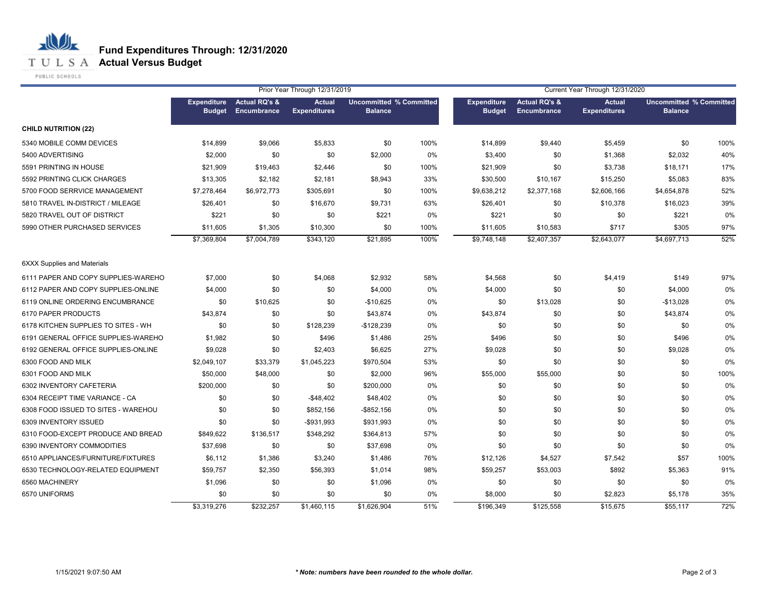# Fund Expenditures Through: 12/31/2020

## Actual Versus Budget

| | Prior Year Through 12/31/2019 | | | | | Current Year Through 12/31/2020 | | | | |
|---|---|---|---|---|---|---|---|---|---|---|
| | Expenditure Budget | Actual RQ's & Encumbrance | Actual Expenditures | Uncommitted Balance | % Committed | Expenditure Budget | Actual RQ's & Encumbrance | Actual Expenditures | Uncommitted Balance | % Committed |
| **CHILD NUTRITION (22)** | | | | | | | | | | |
| 5340 MOBILE COMM DEVICES | $14,899 | $9,066 | $5,833 | $0 | 100% | $14,899 | $9,440 | $5,459 | $0 | 100% |
| 5400 ADVERTISING | $2,000 | $0 | $0 | $2,000 | 0% | $3,400 | $0 | $1,368 | $2,032 | 40% |
| 5591 PRINTING IN HOUSE | $21,909 | $19,463 | $2,446 | $0 | 100% | $21,909 | $0 | $3,738 | $18,171 | 17% |
| 5592 PRINTING CLICK CHARGES | $13,305 | $2,182 | $2,181 | $8,943 | 33% | $30,500 | $10,167 | $15,250 | $5,083 | 83% |
| 5700 FOOD SERRVICE MANAGEMENT | $7,278,464 | $6,972,773 | $305,691 | $0 | 100% | $9,638,212 | $2,377,168 | $2,606,166 | $4,654,878 | 52% |
| 5810 TRAVEL IN-DISTRICT / MILEAGE | $26,401 | $0 | $16,670 | $9,731 | 63% | $26,401 | $0 | $10,378 | $16,023 | 39% |
| 5820 TRAVEL OUT OF DISTRICT | $221 | $0 | $0 | $221 | 0% | $221 | $0 | $0 | $221 | 0% |
| 5990 OTHER PURCHASED SERVICES | $11,605 | $1,305 | $10,300 | $0 | 100% | $11,605 | $10,583 | $717 | $305 | 97% |
| | $7,369,804 | $7,004,789 | $343,120 | $21,895 | 100% | $9,748,148 | $2,407,357 | $2,643,077 | $4,697,713 | 52% |
| 6XXX Supplies and Materials | | | | | | | | | | |
| 6111 PAPER AND COPY SUPPLIES-WAREHO | $7,000 | $0 | $4,068 | $2,932 | 58% | $4,568 | $0 | $4,419 | $149 | 97% |
| 6112 PAPER AND COPY SUPPLIES-ONLINE | $4,000 | $0 | $0 | $4,000 | 0% | $4,000 | $0 | $0 | $4,000 | 0% |
| 6119 ONLINE ORDERING ENCUMBRANCE | $0 | $10,625 | $0 | -$10,625 | 0% | $0 | $13,028 | $0 | -$13,028 | 0% |
| 6170 PAPER PRODUCTS | $43,874 | $0 | $0 | $43,874 | 0% | $43,874 | $0 | $0 | $43,874 | 0% |
| 6178 KITCHEN SUPPLIES TO SITES - WH | $0 | $0 | $128,239 | -$128,239 | 0% | $0 | $0 | $0 | $0 | 0% |
| 6191 GENERAL OFFICE SUPPLIES-WAREHO | $1,982 | $0 | $496 | $1,486 | 25% | $496 | $0 | $0 | $496 | 0% |
| 6192 GENERAL OFFICE SUPPLIES-ONLINE | $9,028 | $0 | $2,403 | $6,625 | 27% | $9,028 | $0 | $0 | $9,028 | 0% |
| 6300 FOOD AND MILK | $2,049,107 | $33,379 | $1,045,223 | $970,504 | 53% | $0 | $0 | $0 | $0 | 0% |
| 6301 FOOD AND MILK | $50,000 | $48,000 | $0 | $2,000 | 96% | $55,000 | $55,000 | $0 | $0 | 100% |
| 6302 INVENTORY CAFETERIA | $200,000 | $0 | $0 | $200,000 | 0% | $0 | $0 | $0 | $0 | 0% |
| 6304 RECEIPT TIME VARIANCE - CA | $0 | $0 | -$48,402 | $48,402 | 0% | $0 | $0 | $0 | $0 | 0% |
| 6308 FOOD ISSUED TO SITES - WAREHOU | $0 | $0 | $852,156 | -$852,156 | 0% | $0 | $0 | $0 | $0 | 0% |
| 6309 INVENTORY ISSUED | $0 | $0 | -$931,993 | $931,993 | 0% | $0 | $0 | $0 | $0 | 0% |
| 6310 FOOD-EXCEPT PRODUCE AND BREAD | $849,622 | $136,517 | $348,292 | $364,813 | 57% | $0 | $0 | $0 | $0 | 0% |
| 6390 INVENTORY COMMODITIES | $37,698 | $0 | $0 | $37,698 | 0% | $0 | $0 | $0 | $0 | 0% |
| 6510 APPLIANCES/FURNITURE/FIXTURES | $6,112 | $1,386 | $3,240 | $1,486 | 76% | $12,126 | $4,527 | $7,542 | $57 | 100% |
| 6530 TECHNOLOGY-RELATED EQUIPMENT | $59,757 | $2,350 | $56,393 | $1,014 | 98% | $59,257 | $53,003 | $892 | $5,363 | 91% |
| 6560 MACHINERY | $1,096 | $0 | $0 | $1,096 | 0% | $0 | $0 | $0 | $0 | 0% |
| 6570 UNIFORMS | $0 | $0 | $0 | $0 | 0% | $8,000 | $0 | $2,823 | $5,178 | 35% |
| | $3,319,276 | $232,257 | $1,460,115 | $1,626,904 | 51% | $196,349 | $125,558 | $15,675 | $55,117 | 72% |

1/15/2021 9:07:50 AM

*\* Note: numbers have been rounded to the whole dollar.*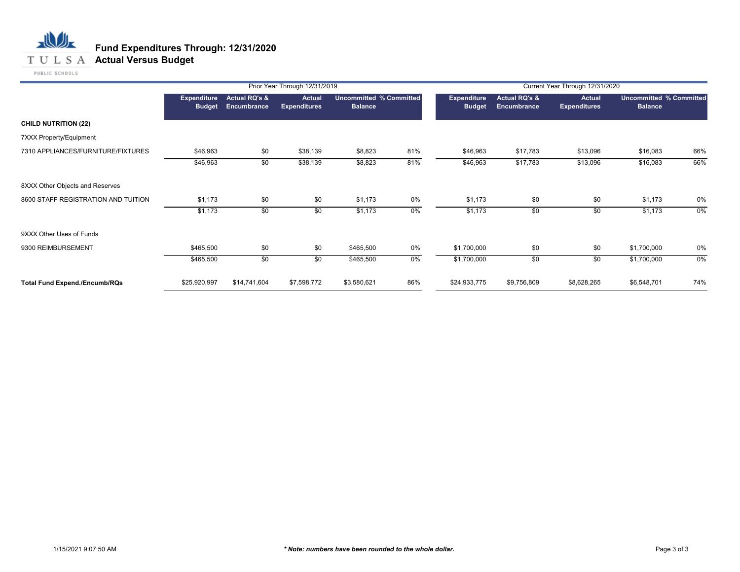# Fund Expenditures Through: 12/31/2020

## Actual Versus Budget

| | Prior Year Through 12/31/2019 | | | | | Current Year Through 12/31/2020 | | | | |
|---|---|---|---|---|---|---|---|---|---|---|
| | Expenditure Budget | Actual RQ's & Encumbrance | Actual Expenditures | Uncommitted Balance | % Committed | Expenditure Budget | Actual RQ's & Encumbrance | Actual Expenditures | Uncommitted Balance | % Committed |
| **CHILD NUTRITION (22)** | | | | | | | | | | |
| 7XXX Property/Equipment | | | | | | | | | | |
| 7310 APPLIANCES/FURNITURE/FIXTURES | $46,963 | $0 | $38,139 | $8,823 | 81% | $46,963 | $17,783 | $13,096 | $16,083 | 66% |
| | $46,963 | $0 | $38,139 | $8,823 | 81% | $46,963 | $17,783 | $13,096 | $16,083 | 66% |
| 8XXX Other Objects and Reserves | | | | | | | | | | |
| 8600 STAFF REGISTRATION AND TUITION | $1,173 | $0 | $0 | $1,173 | 0% | $1,173 | $0 | $0 | $1,173 | 0% |
| | $1,173 | $0 | $0 | $1,173 | 0% | $1,173 | $0 | $0 | $1,173 | 0% |
| 9XXX Other Uses of Funds | | | | | | | | | | |
| 9300 REIMBURSEMENT | $465,500 | $0 | $0 | $465,500 | 0% | $1,700,000 | $0 | $0 | $1,700,000 | 0% |
| | $465,500 | $0 | $0 | $465,500 | 0% | $1,700,000 | $0 | $0 | $1,700,000 | 0% |
| **Total Fund Expend./Encumb/RQs** | $25,920,997 | $14,741,604 | $7,598,772 | $3,580,621 | 86% | $24,933,775 | $9,756,809 | $8,628,265 | $6,548,701 | 74% |

1/15/2021 9:07:50 AM

***Note: numbers have been rounded to the whole dollar.***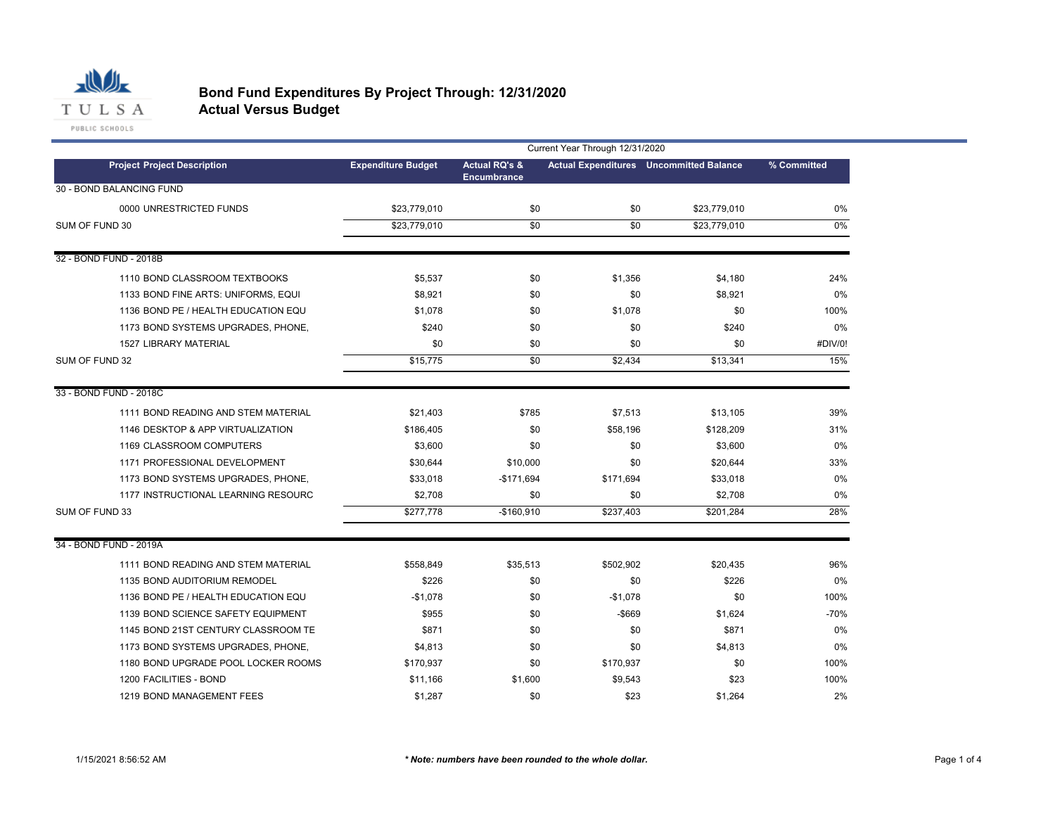TULSA PUBLIC SCHOOLS

# Bond Fund Expenditures By Project Through: 12/31/2020
## Actual Versus Budget

| | Current Year Through 12/31/2020 | | | | |
|---|---|---|---|---|---|
| **Project Project Description** | **Expenditure Budget** | **Actual RQ's & Encumbrance** | **Actual Expenditures** | **Uncommitted Balance** | **% Committed** |
| 30 - BOND BALANCING FUND | | | | | |
| 0000 UNRESTRICTED FUNDS | $23,779,010 | $0 | $0 | $23,779,010 | 0% |
| SUM OF FUND 30 | $23,779,010 | $0 | $0 | $23,779,010 | 0% |
| 32 - BOND FUND - 2018B | | | | | |
| 1110 BOND CLASSROOM TEXTBOOKS | $5,537 | $0 | $1,356 | $4,180 | 24% |
| 1133 BOND FINE ARTS: UNIFORMS, EQUI | $8,921 | $0 | $0 | $8,921 | 0% |
| 1136 BOND PE / HEALTH EDUCATION EQU | $1,078 | $0 | $1,078 | $0 | 100% |
| 1173 BOND SYSTEMS UPGRADES, PHONE, | $240 | $0 | $0 | $240 | 0% |
| 1527 LIBRARY MATERIAL | $0 | $0 | $0 | $0 | #DIV/0! |
| SUM OF FUND 32 | $15,775 | $0 | $2,434 | $13,341 | 15% |
| 33 - BOND FUND - 2018C | | | | | |
| 1111 BOND READING AND STEM MATERIAL | $21,403 | $785 | $7,513 | $13,105 | 39% |
| 1146 DESKTOP & APP VIRTUALIZATION | $186,405 | $0 | $58,196 | $128,209 | 31% |
| 1169 CLASSROOM COMPUTERS | $3,600 | $0 | $0 | $3,600 | 0% |
| 1171 PROFESSIONAL DEVELOPMENT | $30,644 | $10,000 | $0 | $20,644 | 33% |
| 1173 BOND SYSTEMS UPGRADES, PHONE, | $33,018 | -$171,694 | $171,694 | $33,018 | 0% |
| 1177 INSTRUCTIONAL LEARNING RESOURC | $2,708 | $0 | $0 | $2,708 | 0% |
| SUM OF FUND 33 | $277,778 | -$160,910 | $237,403 | $201,284 | 28% |
| 34 - BOND FUND - 2019A | | | | | |
| 1111 BOND READING AND STEM MATERIAL | $558,849 | $35,513 | $502,902 | $20,435 | 96% |
| 1135 BOND AUDITORIUM REMODEL | $226 | $0 | $0 | $226 | 0% |
| 1136 BOND PE / HEALTH EDUCATION EQU | -$1,078 | $0 | -$1,078 | $0 | 100% |
| 1139 BOND SCIENCE SAFETY EQUIPMENT | $955 | $0 | -$669 | $1,624 | -70% |
| 1145 BOND 21ST CENTURY CLASSROOM TE | $871 | $0 | $0 | $871 | 0% |
| 1173 BOND SYSTEMS UPGRADES, PHONE, | $4,813 | $0 | $0 | $4,813 | 0% |
| 1180 BOND UPGRADE POOL LOCKER ROOMS | $170,937 | $0 | $170,937 | $0 | 100% |
| 1200 FACILITIES - BOND | $11,166 | $1,600 | $9,543 | $23 | 100% |
| 1219 BOND MANAGEMENT FEES | $1,287 | $0 | $23 | $1,264 | 2% |

1/15/2021 8:56:52 AM

*** Note: numbers have been rounded to the whole dollar.***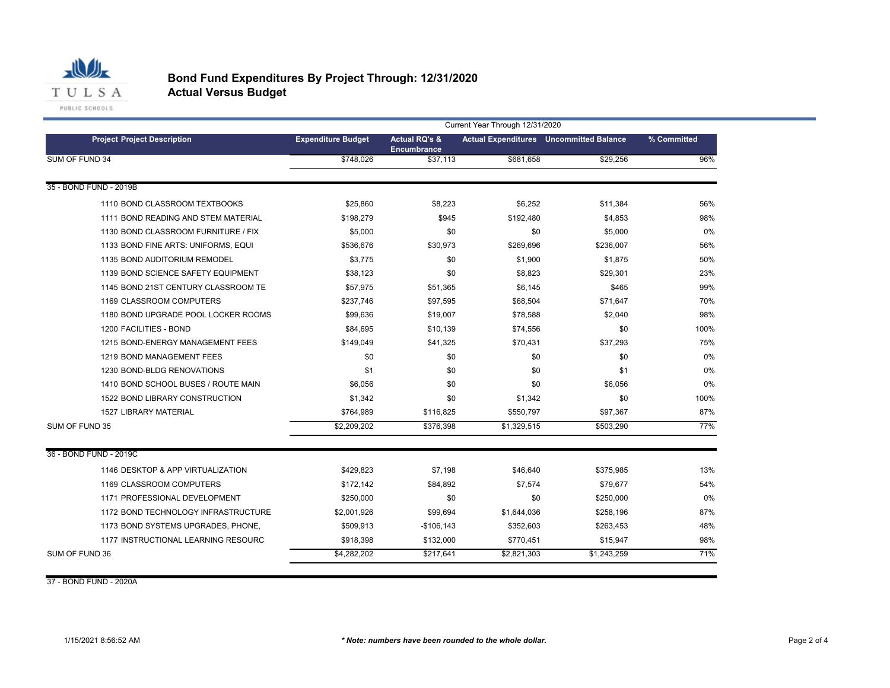# Bond Fund Expenditures By Project Through: 12/31/2020

## Actual Versus Budget

| Project Project Description | Current Year Through 12/31/2020 | | | | |
|---|---|---|---|---|---|
| | Expenditure Budget | Actual RQ's & Encumbrance | Actual Expenditures | Uncommitted Balance | % Committed |
| SUM OF FUND 34 | $748,026 | $37,113 | $681,658 | $29,256 | 96% |
| **35 - BOND FUND - 2019B** | | | | | |
| 1110 BOND CLASSROOM TEXTBOOKS | $25,860 | $8,223 | $6,252 | $11,384 | 56% |
| 1111 BOND READING AND STEM MATERIAL | $198,279 | $945 | $192,480 | $4,853 | 98% |
| 1130 BOND CLASSROOM FURNITURE / FIX | $5,000 | $0 | $0 | $5,000 | 0% |
| 1133 BOND FINE ARTS: UNIFORMS, EQUI | $536,676 | $30,973 | $269,696 | $236,007 | 56% |
| 1135 BOND AUDITORIUM REMODEL | $3,775 | $0 | $1,900 | $1,875 | 50% |
| 1139 BOND SCIENCE SAFETY EQUIPMENT | $38,123 | $0 | $8,823 | $29,301 | 23% |
| 1145 BOND 21ST CENTURY CLASSROOM TE | $57,975 | $51,365 | $6,145 | $465 | 99% |
| 1169 CLASSROOM COMPUTERS | $237,746 | $97,595 | $68,504 | $71,647 | 70% |
| 1180 BOND UPGRADE POOL LOCKER ROOMS | $99,636 | $19,007 | $78,588 | $2,040 | 98% |
| 1200 FACILITIES - BOND | $84,695 | $10,139 | $74,556 | $0 | 100% |
| 1215 BOND-ENERGY MANAGEMENT FEES | $149,049 | $41,325 | $70,431 | $37,293 | 75% |
| 1219 BOND MANAGEMENT FEES | $0 | $0 | $0 | $0 | 0% |
| 1230 BOND-BLDG RENOVATIONS | $1 | $0 | $0 | $1 | 0% |
| 1410 BOND SCHOOL BUSES / ROUTE MAIN | $6,056 | $0 | $0 | $6,056 | 0% |
| 1522 BOND LIBRARY CONSTRUCTION | $1,342 | $0 | $1,342 | $0 | 100% |
| 1527 LIBRARY MATERIAL | $764,989 | $116,825 | $550,797 | $97,367 | 87% |
| SUM OF FUND 35 | $2,209,202 | $376,398 | $1,329,515 | $503,290 | 77% |
| **36 - BOND FUND - 2019C** | | | | | |
| 1146 DESKTOP & APP VIRTUALIZATION | $429,823 | $7,198 | $46,640 | $375,985 | 13% |
| 1169 CLASSROOM COMPUTERS | $172,142 | $84,892 | $7,574 | $79,677 | 54% |
| 1171 PROFESSIONAL DEVELOPMENT | $250,000 | $0 | $0 | $250,000 | 0% |
| 1172 BOND TECHNOLOGY INFRASTRUCTURE | $2,001,926 | $99,694 | $1,644,036 | $258,196 | 87% |
| 1173 BOND SYSTEMS UPGRADES, PHONE, | $509,913 | -$106,143 | $352,603 | $263,453 | 48% |
| 1177 INSTRUCTIONAL LEARNING RESOURC | $918,398 | $132,000 | $770,451 | $15,947 | 98% |
| SUM OF FUND 36 | $4,282,202 | $217,641 | $2,821,303 | $1,243,259 | 71% |
| **37 - BOND FUND - 2020A** | | | | | |

1/15/2021 8:56:52 AM

*** Note: numbers have been rounded to the whole dollar.***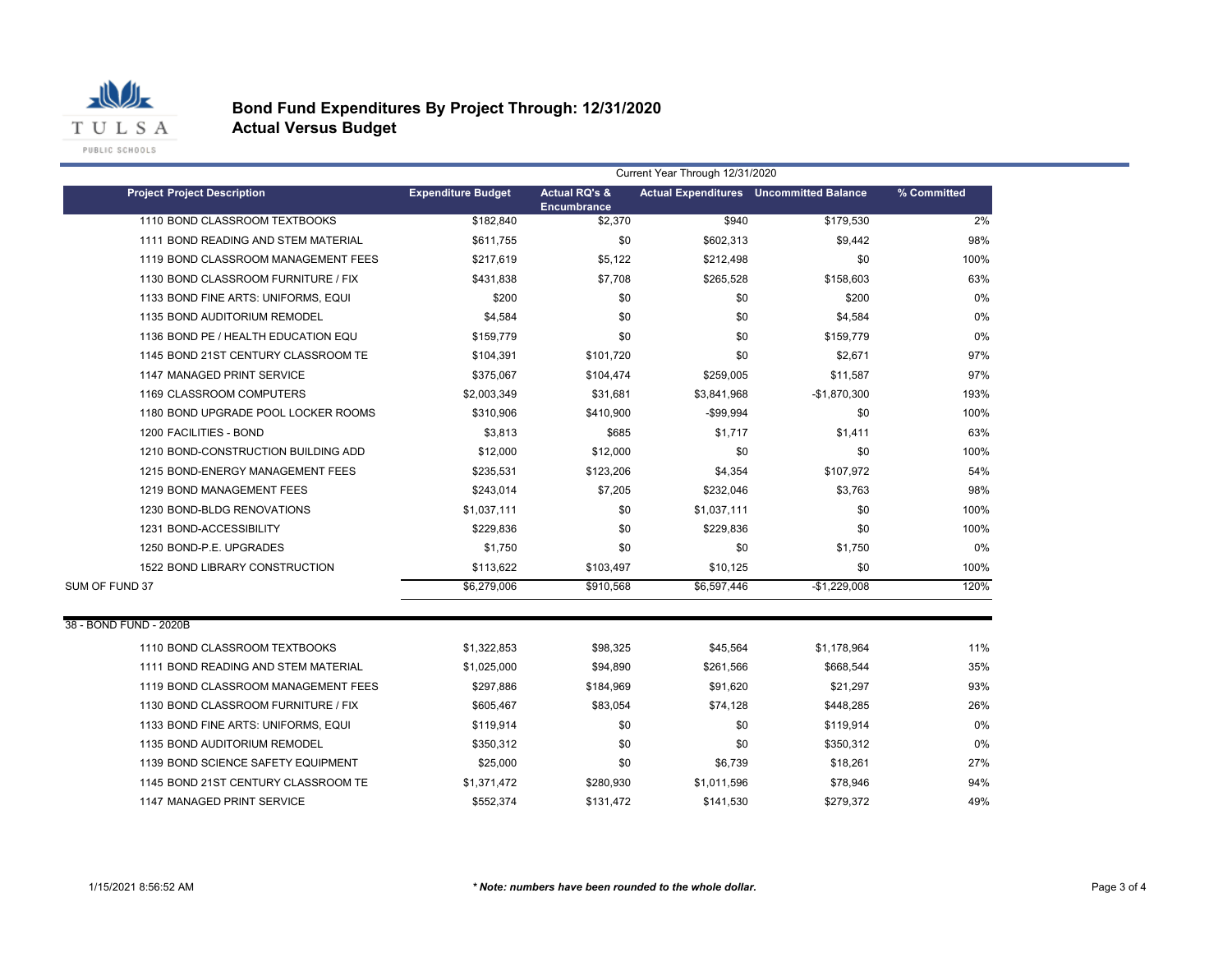# Bond Fund Expenditures By Project Through: 12/31/2020
## Actual Versus Budget

| | Current Year Through 12/31/2020 | | | | |
|---|---|---|---|---|---|
| Project Project Description | Expenditure Budget | Actual RQ's & Encumbrance | Actual Expenditures | Uncommitted Balance | % Committed |
| 1110 BOND CLASSROOM TEXTBOOKS | $182,840 | $2,370 | $940 | $179,530 | 2% |
| 1111 BOND READING AND STEM MATERIAL | $611,755 | $0 | $602,313 | $9,442 | 98% |
| 1119 BOND CLASSROOM MANAGEMENT FEES | $217,619 | $5,122 | $212,498 | $0 | 100% |
| 1130 BOND CLASSROOM FURNITURE / FIX | $431,838 | $7,708 | $265,528 | $158,603 | 63% |
| 1133 BOND FINE ARTS: UNIFORMS, EQUI | $200 | $0 | $0 | $200 | 0% |
| 1135 BOND AUDITORIUM REMODEL | $4,584 | $0 | $0 | $4,584 | 0% |
| 1136 BOND PE / HEALTH EDUCATION EQU | $159,779 | $0 | $0 | $159,779 | 0% |
| 1145 BOND 21ST CENTURY CLASSROOM TE | $104,391 | $101,720 | $0 | $2,671 | 97% |
| 1147 MANAGED PRINT SERVICE | $375,067 | $104,474 | $259,005 | $11,587 | 97% |
| 1169 CLASSROOM COMPUTERS | $2,003,349 | $31,681 | $3,841,968 | -$1,870,300 | 193% |
| 1180 BOND UPGRADE POOL LOCKER ROOMS | $310,906 | $410,900 | -$99,994 | $0 | 100% |
| 1200 FACILITIES - BOND | $3,813 | $685 | $1,717 | $1,411 | 63% |
| 1210 BOND-CONSTRUCTION BUILDING ADD | $12,000 | $12,000 | $0 | $0 | 100% |
| 1215 BOND-ENERGY MANAGEMENT FEES | $235,531 | $123,206 | $4,354 | $107,972 | 54% |
| 1219 BOND MANAGEMENT FEES | $243,014 | $7,205 | $232,046 | $3,763 | 98% |
| 1230 BOND-BLDG RENOVATIONS | $1,037,111 | $0 | $1,037,111 | $0 | 100% |
| 1231 BOND-ACCESSIBILITY | $229,836 | $0 | $229,836 | $0 | 100% |
| 1250 BOND-P.E. UPGRADES | $1,750 | $0 | $0 | $1,750 | 0% |
| 1522 BOND LIBRARY CONSTRUCTION | $113,622 | $103,497 | $10,125 | $0 | 100% |
| SUM OF FUND 37 | $6,279,006 | $910,568 | $6,597,446 | -$1,229,008 | 120% |
| 38 - BOND FUND - 2020B | | | | | |
| 1110 BOND CLASSROOM TEXTBOOKS | $1,322,853 | $98,325 | $45,564 | $1,178,964 | 11% |
| 1111 BOND READING AND STEM MATERIAL | $1,025,000 | $94,890 | $261,566 | $668,544 | 35% |
| 1119 BOND CLASSROOM MANAGEMENT FEES | $297,886 | $184,969 | $91,620 | $21,297 | 93% |
| 1130 BOND CLASSROOM FURNITURE / FIX | $605,467 | $83,054 | $74,128 | $448,285 | 26% |
| 1133 BOND FINE ARTS: UNIFORMS, EQUI | $119,914 | $0 | $0 | $119,914 | 0% |
| 1135 BOND AUDITORIUM REMODEL | $350,312 | $0 | $0 | $350,312 | 0% |
| 1139 BOND SCIENCE SAFETY EQUIPMENT | $25,000 | $0 | $6,739 | $18,261 | 27% |
| 1145 BOND 21ST CENTURY CLASSROOM TE | $1,371,472 | $280,930 | $1,011,596 | $78,946 | 94% |
| 1147 MANAGED PRINT SERVICE | $552,374 | $131,472 | $141,530 | $279,372 | 49% |

1/15/2021 8:56:52 AM

*** Note: numbers have been rounded to the whole dollar.***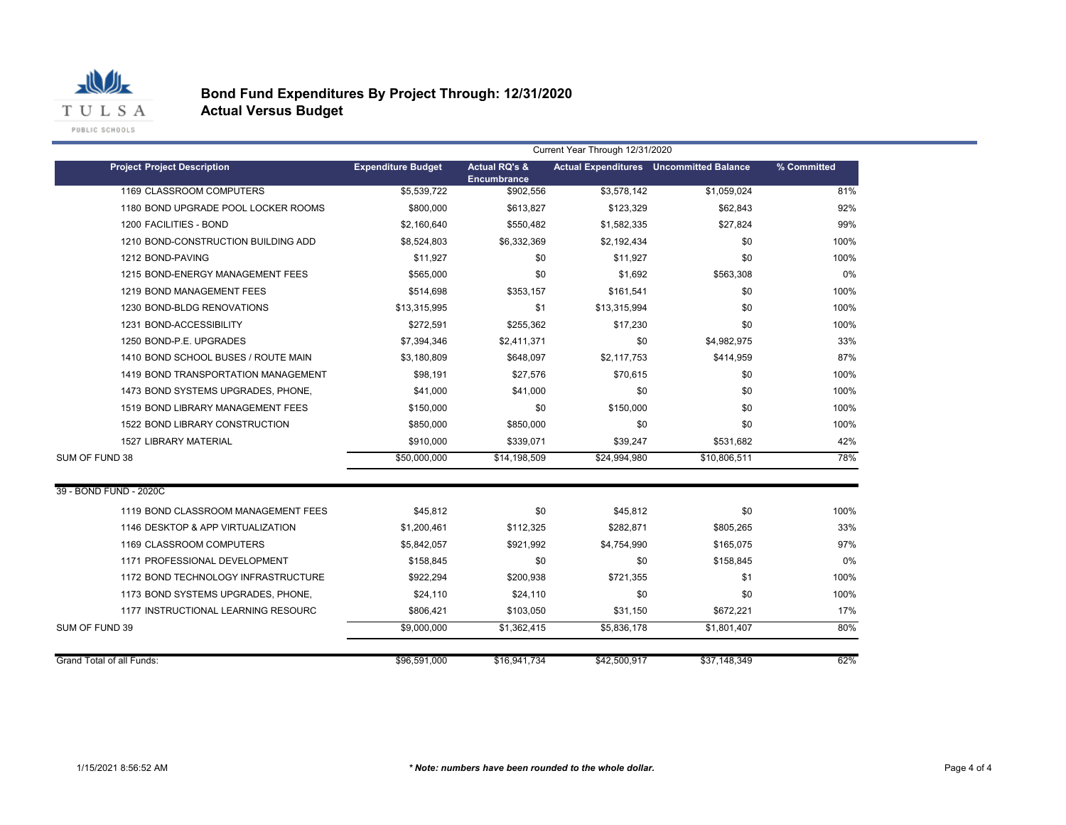# Bond Fund Expenditures By Project Through: 12/31/2020
## Actual Versus Budget

| | Current Year Through 12/31/2020 | | | | |
|---|---|---|---|---|---|
| Project Project Description | Expenditure Budget | Actual RQ's & Encumbrance | Actual Expenditures | Uncommitted Balance | % Committed |
| 1169 CLASSROOM COMPUTERS | $5,539,722 | $902,556 | $3,578,142 | $1,059,024 | 81% |
| 1180 BOND UPGRADE POOL LOCKER ROOMS | $800,000 | $613,827 | $123,329 | $62,843 | 92% |
| 1200 FACILITIES - BOND | $2,160,640 | $550,482 | $1,582,335 | $27,824 | 99% |
| 1210 BOND-CONSTRUCTION BUILDING ADD | $8,524,803 | $6,332,369 | $2,192,434 | $0 | 100% |
| 1212 BOND-PAVING | $11,927 | $0 | $11,927 | $0 | 100% |
| 1215 BOND-ENERGY MANAGEMENT FEES | $565,000 | $0 | $1,692 | $563,308 | 0% |
| 1219 BOND MANAGEMENT FEES | $514,698 | $353,157 | $161,541 | $0 | 100% |
| 1230 BOND-BLDG RENOVATIONS | $13,315,995 | $1 | $13,315,994 | $0 | 100% |
| 1231 BOND-ACCESSIBILITY | $272,591 | $255,362 | $17,230 | $0 | 100% |
| 1250 BOND-P.E. UPGRADES | $7,394,346 | $2,411,371 | $0 | $4,982,975 | 33% |
| 1410 BOND SCHOOL BUSES / ROUTE MAIN | $3,180,809 | $648,097 | $2,117,753 | $414,959 | 87% |
| 1419 BOND TRANSPORTATION MANAGEMENT | $98,191 | $27,576 | $70,615 | $0 | 100% |
| 1473 BOND SYSTEMS UPGRADES, PHONE, | $41,000 | $41,000 | $0 | $0 | 100% |
| 1519 BOND LIBRARY MANAGEMENT FEES | $150,000 | $0 | $150,000 | $0 | 100% |
| 1522 BOND LIBRARY CONSTRUCTION | $850,000 | $850,000 | $0 | $0 | 100% |
| 1527 LIBRARY MATERIAL | $910,000 | $339,071 | $39,247 | $531,682 | 42% |
| SUM OF FUND 38 | $50,000,000 | $14,198,509 | $24,994,980 | $10,806,511 | 78% |
| 39 - BOND FUND - 2020C | | | | | |
| 1119 BOND CLASSROOM MANAGEMENT FEES | $45,812 | $0 | $45,812 | $0 | 100% |
| 1146 DESKTOP & APP VIRTUALIZATION | $1,200,461 | $112,325 | $282,871 | $805,265 | 33% |
| 1169 CLASSROOM COMPUTERS | $5,842,057 | $921,992 | $4,754,990 | $165,075 | 97% |
| 1171 PROFESSIONAL DEVELOPMENT | $158,845 | $0 | $0 | $158,845 | 0% |
| 1172 BOND TECHNOLOGY INFRASTRUCTURE | $922,294 | $200,938 | $721,355 | $1 | 100% |
| 1173 BOND SYSTEMS UPGRADES, PHONE, | $24,110 | $24,110 | $0 | $0 | 100% |
| 1177 INSTRUCTIONAL LEARNING RESOURC | $806,421 | $103,050 | $31,150 | $672,221 | 17% |
| SUM OF FUND 39 | $9,000,000 | $1,362,415 | $5,836,178 | $1,801,407 | 80% |
| Grand Total of all Funds: | $96,591,000 | $16,941,734 | $42,500,917 | $37,148,349 | 62% |

1/15/2021 8:56:52 AM

*\* Note: numbers have been rounded to the whole dollar.*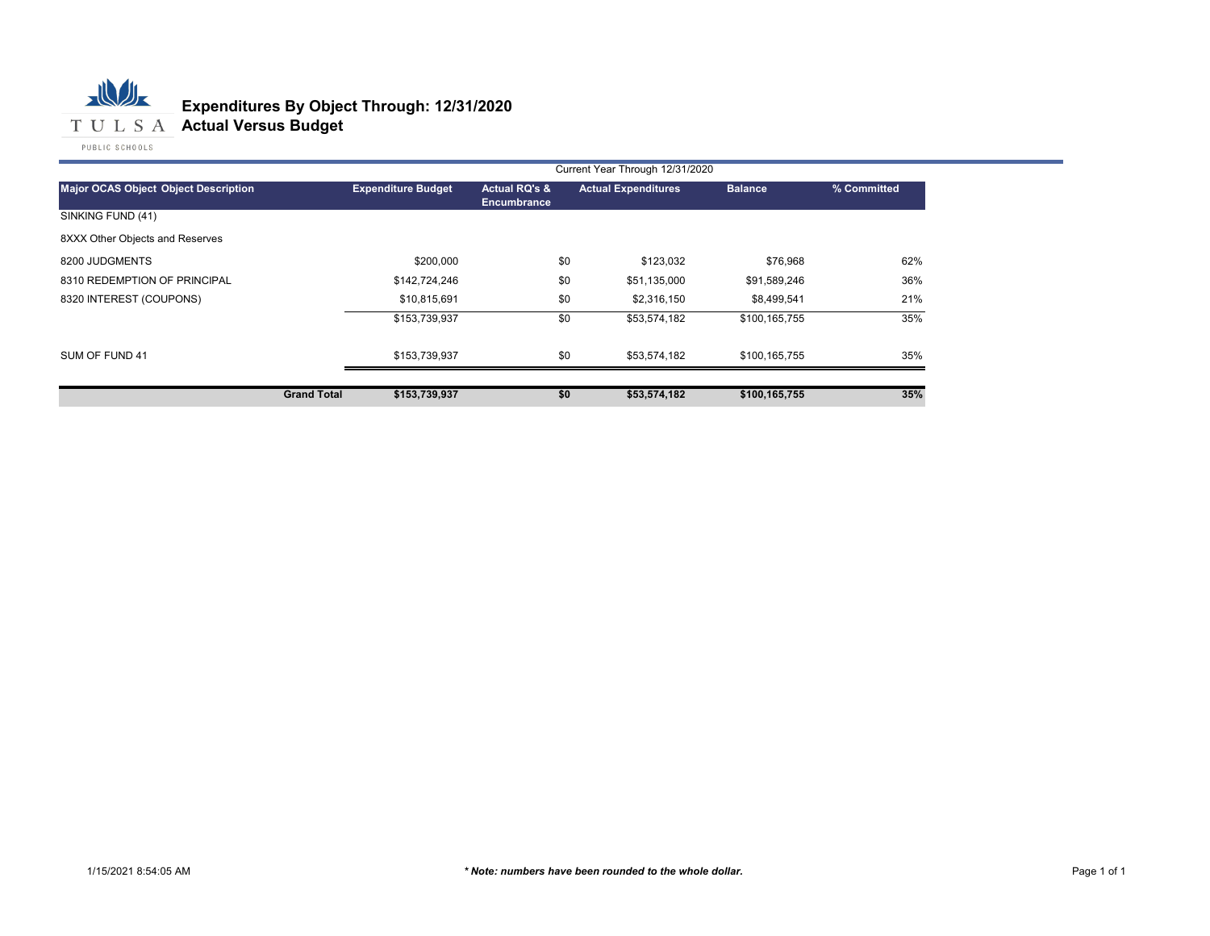TULSA PUBLIC SCHOOLS

# Expenditures By Object Through: 12/31/2020
## Actual Versus Budget

| | Current Year Through 12/31/2020 | | | | |
|---|---|---|---|---|---|
| **Major OCAS Object Object Description** | **Expenditure Budget** | **Actual RQ's & Encumbrance** | **Actual Expenditures** | **Balance** | **% Committed** |
| SINKING FUND (41) | | | | | |
| 8XXX Other Objects and Reserves | | | | | |
| 8200 JUDGMENTS | $200,000 | $0 | $123,032 | $76,968 | 62% |
| 8310 REDEMPTION OF PRINCIPAL | $142,724,246 | $0 | $51,135,000 | $91,589,246 | 36% |
| 8320 INTEREST (COUPONS) | $10,815,691 | $0 | $2,316,150 | $8,499,541 | 21% |
| | $153,739,937 | $0 | $53,574,182 | $100,165,755 | 35% |
| SUM OF FUND 41 | $153,739,937 | $0 | $53,574,182 | $100,165,755 | 35% |
| **Grand Total** | **$153,739,937** | **$0** | **$53,574,182** | **$100,165,755** | **35%** |

1/15/2021 8:54:05 AM

***\* Note: numbers have been rounded to the whole dollar.***